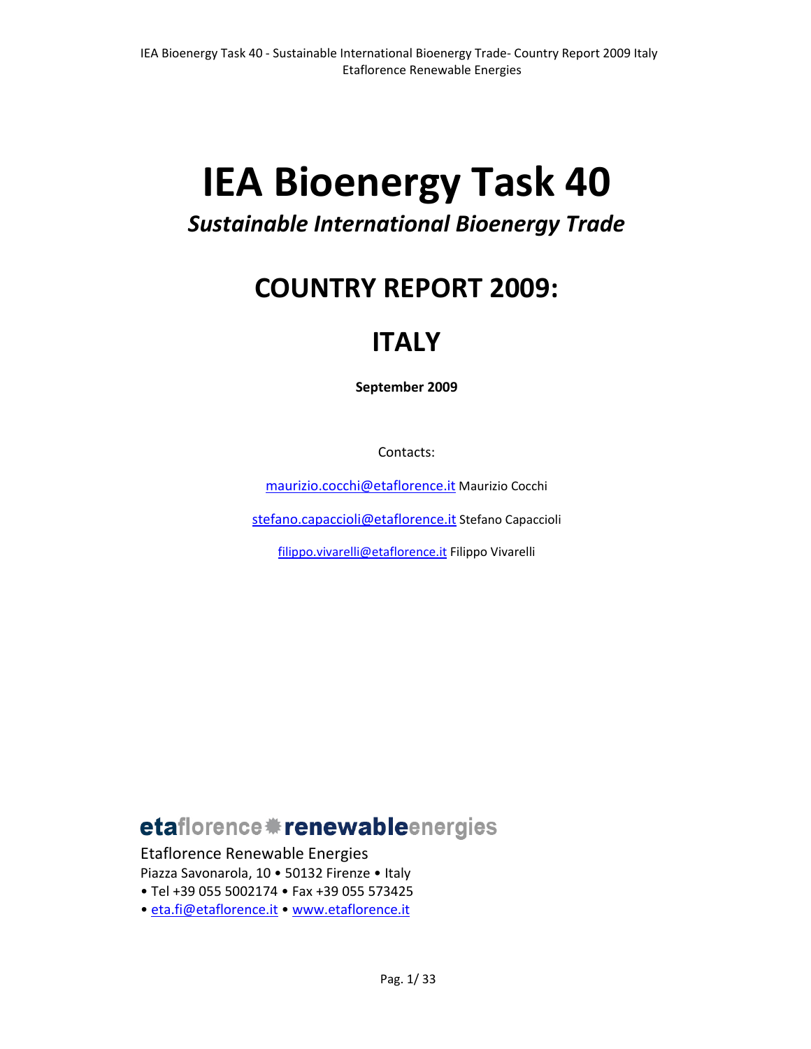# IEA Bioenergy Task 40

## *Sustainable International Bioenergy Trade*

## COUNTRY REPORT 2009:

## ITALY

**September 2009**

Contacts:

maurizio.cocchi@etaflorence.it Maurizio Cocchi

stefano.capaccioli@etaflorence.it Stefano Capaccioli

filippo.vivarelli@etaflorence.it Filippo Vivarelli

etaflorence renewableenergies

Etaflorence Renewable Energies
Piazza Savonarola, 10 • 50132 Firenze • Italy
• Tel +39 055 5002174 • Fax +39 055 573425
• eta.fi@etaflorence.it • www.etaflorence.it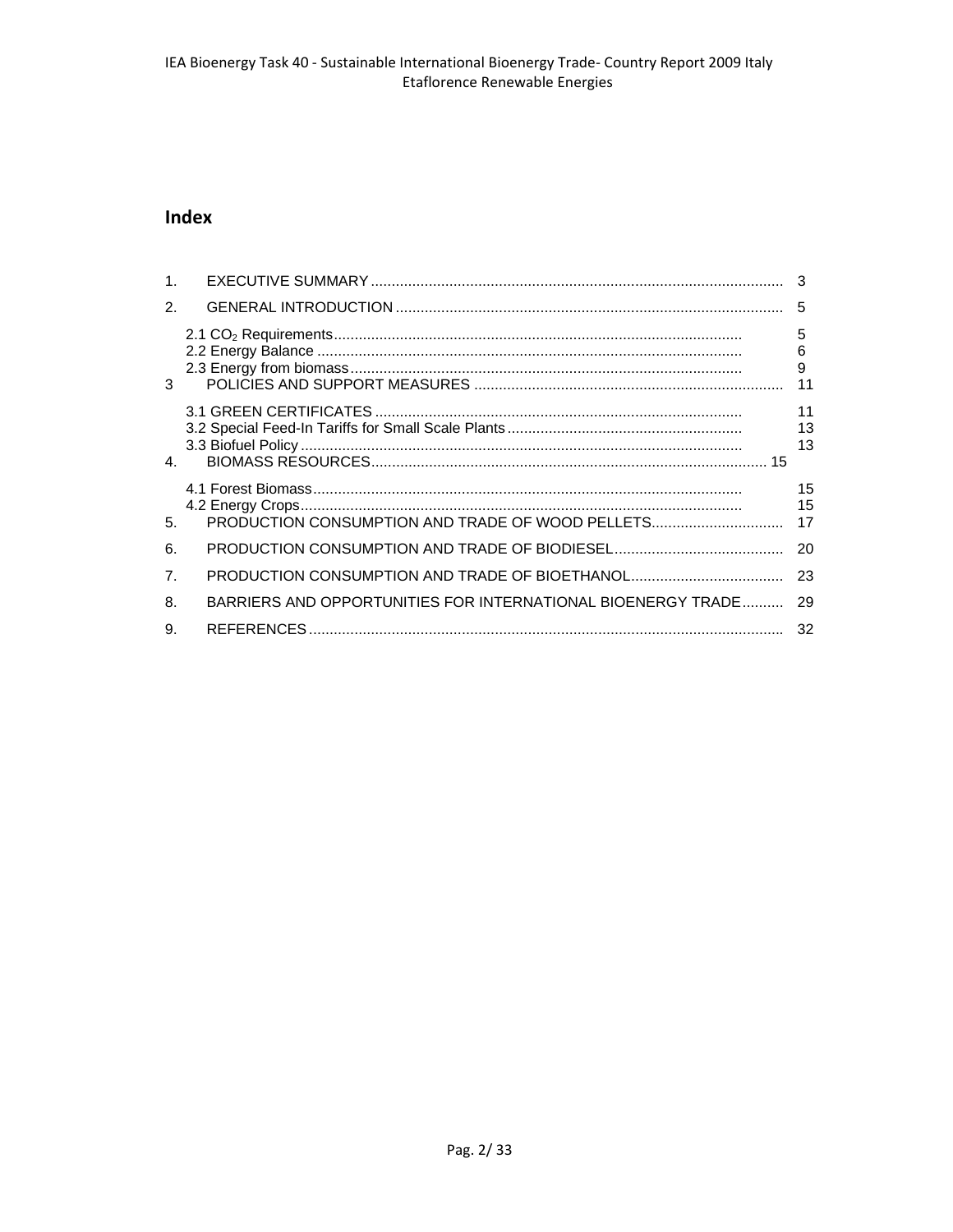# Index

| | | |
|---|---|---|
| 1. | EXECUTIVE SUMMARY | 3 |
| 2. | GENERAL INTRODUCTION | 5 |
| | 2.1 $CO_2$ Requirements | 5 |
| | 2.2 Energy Balance | 6 |
| | 2.3 Energy from biomass | 9 |
| 3 | POLICIES AND SUPPORT MEASURES | 11 |
| | 3.1 GREEN CERTIFICATES | 11 |
| | 3.2 Special Feed-In Tariffs for Small Scale Plants | 13 |
| | 3.3 Biofuel Policy | 13 |
| 4. | BIOMASS RESOURCES | 15 |
| | 4.1 Forest Biomass | 15 |
| | 4.2 Energy Crops | 15 |
| 5. | PRODUCTION CONSUMPTION AND TRADE OF WOOD PELLETS | 17 |
| 6. | PRODUCTION CONSUMPTION AND TRADE OF BIODIESEL | 20 |
| 7. | PRODUCTION CONSUMPTION AND TRADE OF BIOETHANOL | 23 |
| 8. | BARRIERS AND OPPORTUNITIES FOR INTERNATIONAL BIOENERGY TRADE | 29 |
| 9. | REFERENCES | 32 |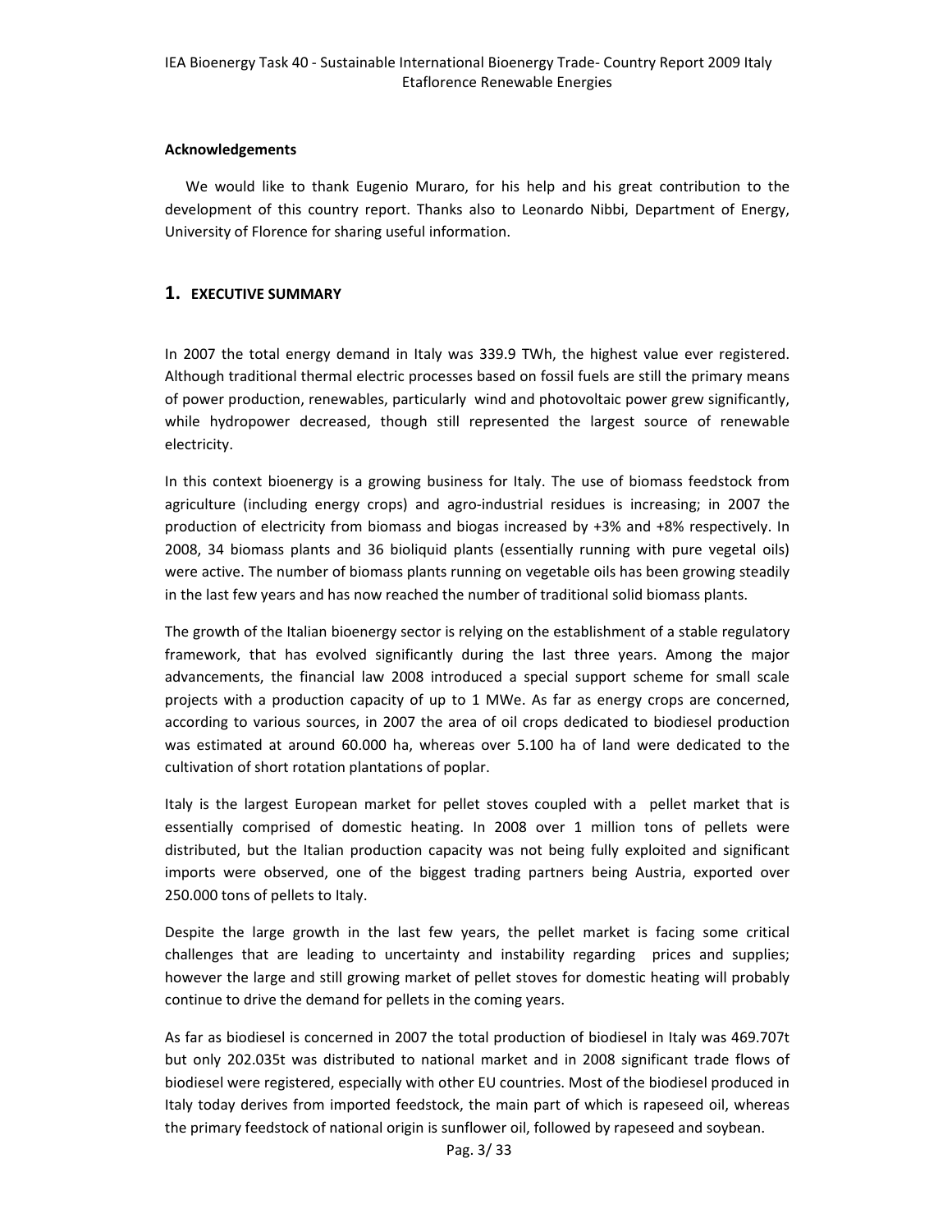**Acknowledgements**

We would like to thank Eugenio Muraro, for his help and his great contribution to the development of this country report. Thanks also to Leonardo Nibbi, Department of Energy, University of Florence for sharing useful information.

## 1. EXECUTIVE SUMMARY

In 2007 the total energy demand in Italy was 339.9 TWh, the highest value ever registered. Although traditional thermal electric processes based on fossil fuels are still the primary means of power production, renewables, particularly wind and photovoltaic power grew significantly, while hydropower decreased, though still represented the largest source of renewable electricity.

In this context bioenergy is a growing business for Italy. The use of biomass feedstock from agriculture (including energy crops) and agro-industrial residues is increasing; in 2007 the production of electricity from biomass and biogas increased by +3% and +8% respectively. In 2008, 34 biomass plants and 36 bioliquid plants (essentially running with pure vegetal oils) were active. The number of biomass plants running on vegetable oils has been growing steadily in the last few years and has now reached the number of traditional solid biomass plants.

The growth of the Italian bioenergy sector is relying on the establishment of a stable regulatory framework, that has evolved significantly during the last three years. Among the major advancements, the financial law 2008 introduced a special support scheme for small scale projects with a production capacity of up to 1 MWe. As far as energy crops are concerned, according to various sources, in 2007 the area of oil crops dedicated to biodiesel production was estimated at around 60.000 ha, whereas over 5.100 ha of land were dedicated to the cultivation of short rotation plantations of poplar.

Italy is the largest European market for pellet stoves coupled with a pellet market that is essentially comprised of domestic heating. In 2008 over 1 million tons of pellets were distributed, but the Italian production capacity was not being fully exploited and significant imports were observed, one of the biggest trading partners being Austria, exported over 250.000 tons of pellets to Italy.

Despite the large growth in the last few years, the pellet market is facing some critical challenges that are leading to uncertainty and instability regarding prices and supplies; however the large and still growing market of pellet stoves for domestic heating will probably continue to drive the demand for pellets in the coming years.

As far as biodiesel is concerned in 2007 the total production of biodiesel in Italy was 469.707t but only 202.035t was distributed to national market and in 2008 significant trade flows of biodiesel were registered, especially with other EU countries. Most of the biodiesel produced in Italy today derives from imported feedstock, the main part of which is rapeseed oil, whereas the primary feedstock of national origin is sunflower oil, followed by rapeseed and soybean.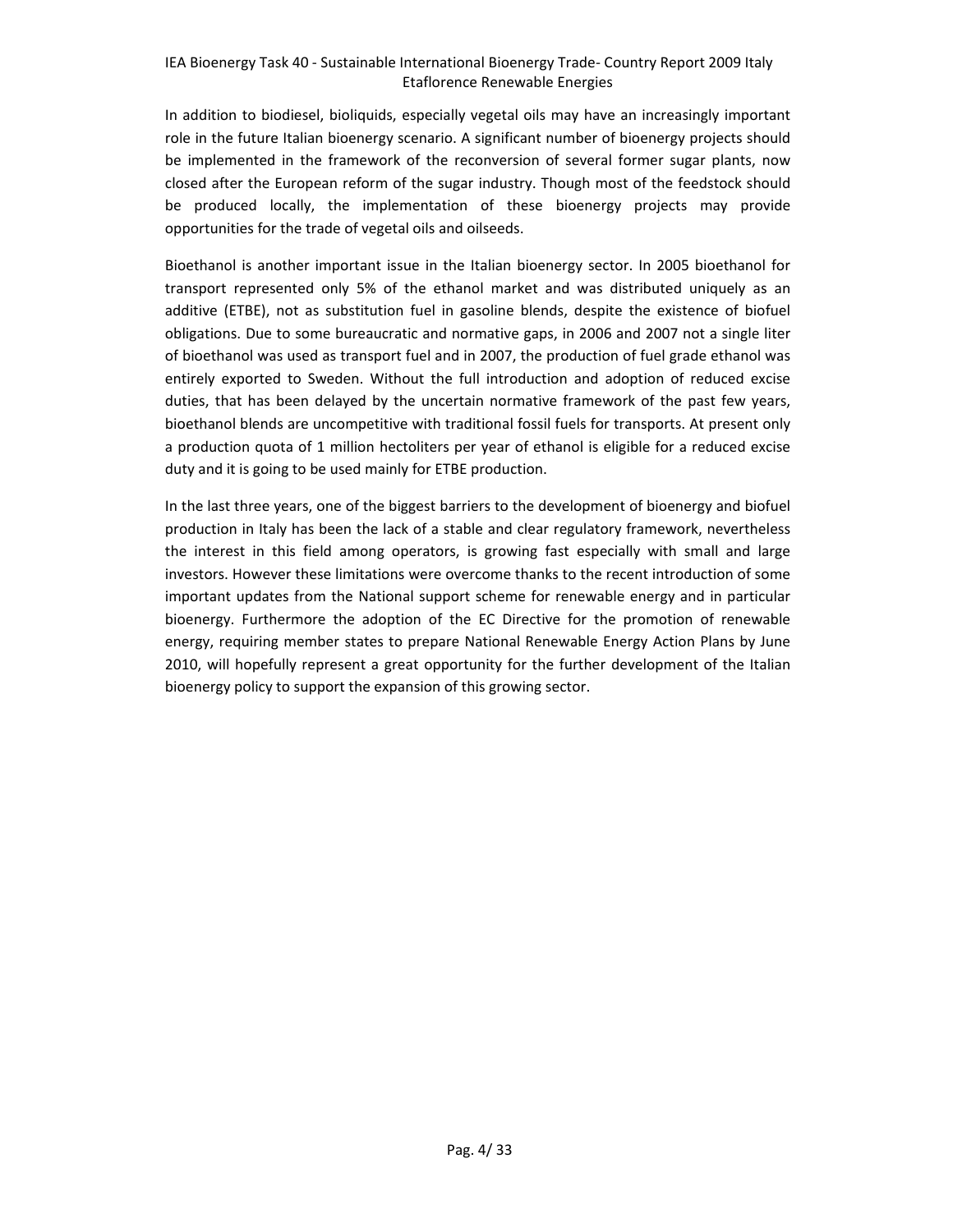In addition to biodiesel, bioliquids, especially vegetal oils may have an increasingly important role in the future Italian bioenergy scenario. A significant number of bioenergy projects should be implemented in the framework of the reconversion of several former sugar plants, now closed after the European reform of the sugar industry. Though most of the feedstock should be produced locally, the implementation of these bioenergy projects may provide opportunities for the trade of vegetal oils and oilseeds.

Bioethanol is another important issue in the Italian bioenergy sector. In 2005 bioethanol for transport represented only 5% of the ethanol market and was distributed uniquely as an additive (ETBE), not as substitution fuel in gasoline blends, despite the existence of biofuel obligations. Due to some bureaucratic and normative gaps, in 2006 and 2007 not a single liter of bioethanol was used as transport fuel and in 2007, the production of fuel grade ethanol was entirely exported to Sweden. Without the full introduction and adoption of reduced excise duties, that has been delayed by the uncertain normative framework of the past few years, bioethanol blends are uncompetitive with traditional fossil fuels for transports. At present only a production quota of 1 million hectoliters per year of ethanol is eligible for a reduced excise duty and it is going to be used mainly for ETBE production.

In the last three years, one of the biggest barriers to the development of bioenergy and biofuel production in Italy has been the lack of a stable and clear regulatory framework, nevertheless the interest in this field among operators, is growing fast especially with small and large investors. However these limitations were overcome thanks to the recent introduction of some important updates from the National support scheme for renewable energy and in particular bioenergy. Furthermore the adoption of the EC Directive for the promotion of renewable energy, requiring member states to prepare National Renewable Energy Action Plans by June 2010, will hopefully represent a great opportunity for the further development of the Italian bioenergy policy to support the expansion of this growing sector.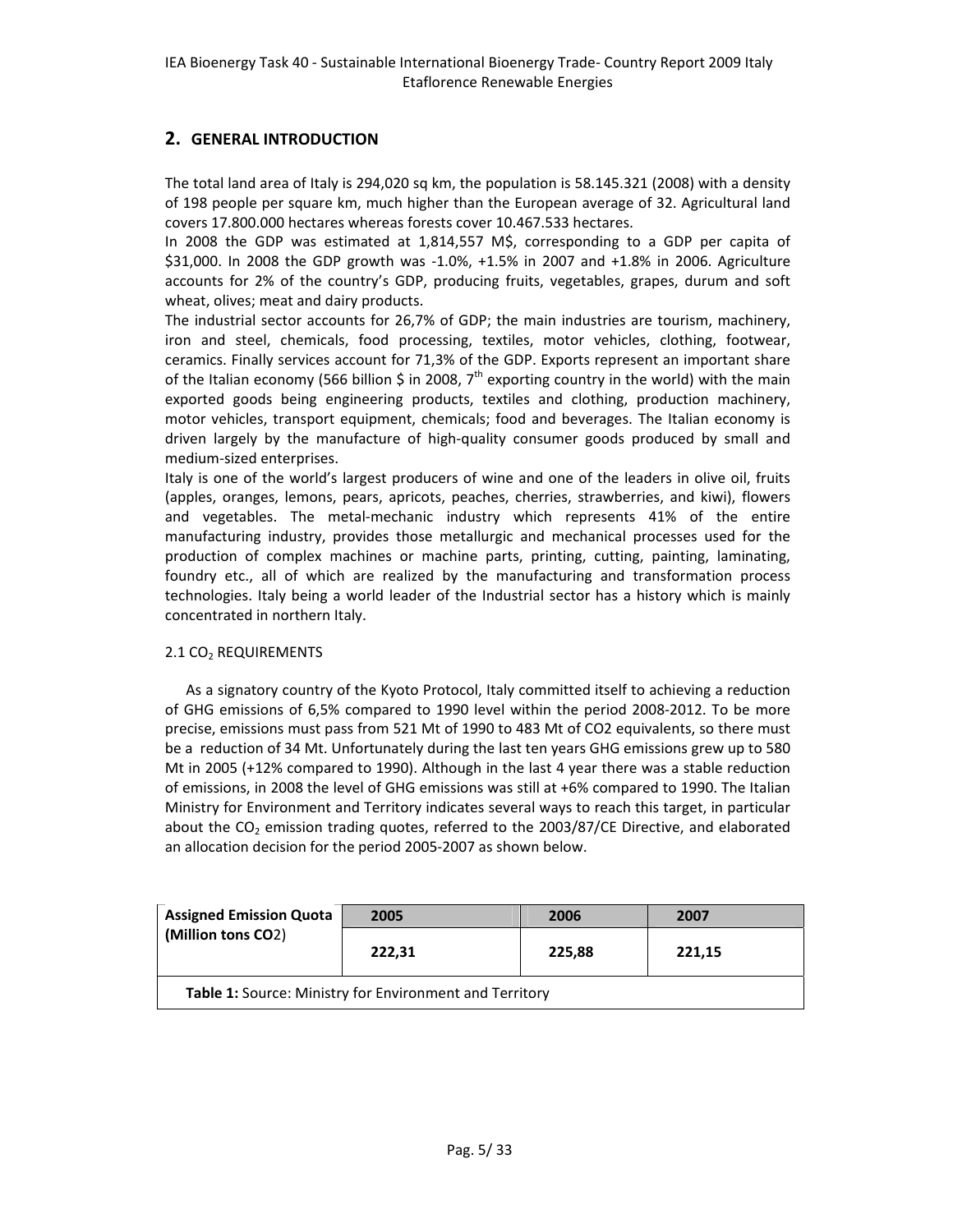## 2. GENERAL INTRODUCTION

The total land area of Italy is 294,020 sq km, the population is 58.145.321 (2008) with a density of 198 people per square km, much higher than the European average of 32. Agricultural land covers 17.800.000 hectares whereas forests cover 10.467.533 hectares.

In 2008 the GDP was estimated at 1,814,557 M$, corresponding to a GDP per capita of $31,000. In 2008 the GDP growth was -1.0%, +1.5% in 2007 and +1.8% in 2006. Agriculture accounts for 2% of the country's GDP, producing fruits, vegetables, grapes, durum and soft wheat, olives; meat and dairy products.

The industrial sector accounts for 26,7% of GDP; the main industries are tourism, machinery, iron and steel, chemicals, food processing, textiles, motor vehicles, clothing, footwear, ceramics. Finally services account for 71,3% of the GDP. Exports represent an important share of the Italian economy (566 billion $ in 2008, 7th exporting country in the world) with the main exported goods being engineering products, textiles and clothing, production machinery, motor vehicles, transport equipment, chemicals; food and beverages. The Italian economy is driven largely by the manufacture of high-quality consumer goods produced by small and medium-sized enterprises.

Italy is one of the world's largest producers of wine and one of the leaders in olive oil, fruits (apples, oranges, lemons, pears, apricots, peaches, cherries, strawberries, and kiwi), flowers and vegetables. The metal-mechanic industry which represents 41% of the entire manufacturing industry, provides those metallurgic and mechanical processes used for the production of complex machines or machine parts, printing, cutting, painting, laminating, foundry etc., all of which are realized by the manufacturing and transformation process technologies. Italy being a world leader of the Industrial sector has a history which is mainly concentrated in northern Italy.

### 2.1 $CO_2$ REQUIREMENTS

As a signatory country of the Kyoto Protocol, Italy committed itself to achieving a reduction of GHG emissions of 6,5% compared to 1990 level within the period 2008-2012. To be more precise, emissions must pass from 521 Mt of 1990 to 483 Mt of CO2 equivalents, so there must be a reduction of 34 Mt. Unfortunately during the last ten years GHG emissions grew up to 580 Mt in 2005 (+12% compared to 1990). Although in the last 4 year there was a stable reduction of emissions, in 2008 the level of GHG emissions was still at +6% compared to 1990. The Italian Ministry for Environment and Territory indicates several ways to reach this target, in particular about the $CO_2$ emission trading quotes, referred to the 2003/87/CE Directive, and elaborated an allocation decision for the period 2005-2007 as shown below.

| Assigned Emission Quota (Million tons $CO_2$) | 2005 | 2006 | 2007 |
|---|---|---|---|
| | 222,31 | 225,88 | 221,15 |

**Table 1:** Source: Ministry for Environment and Territory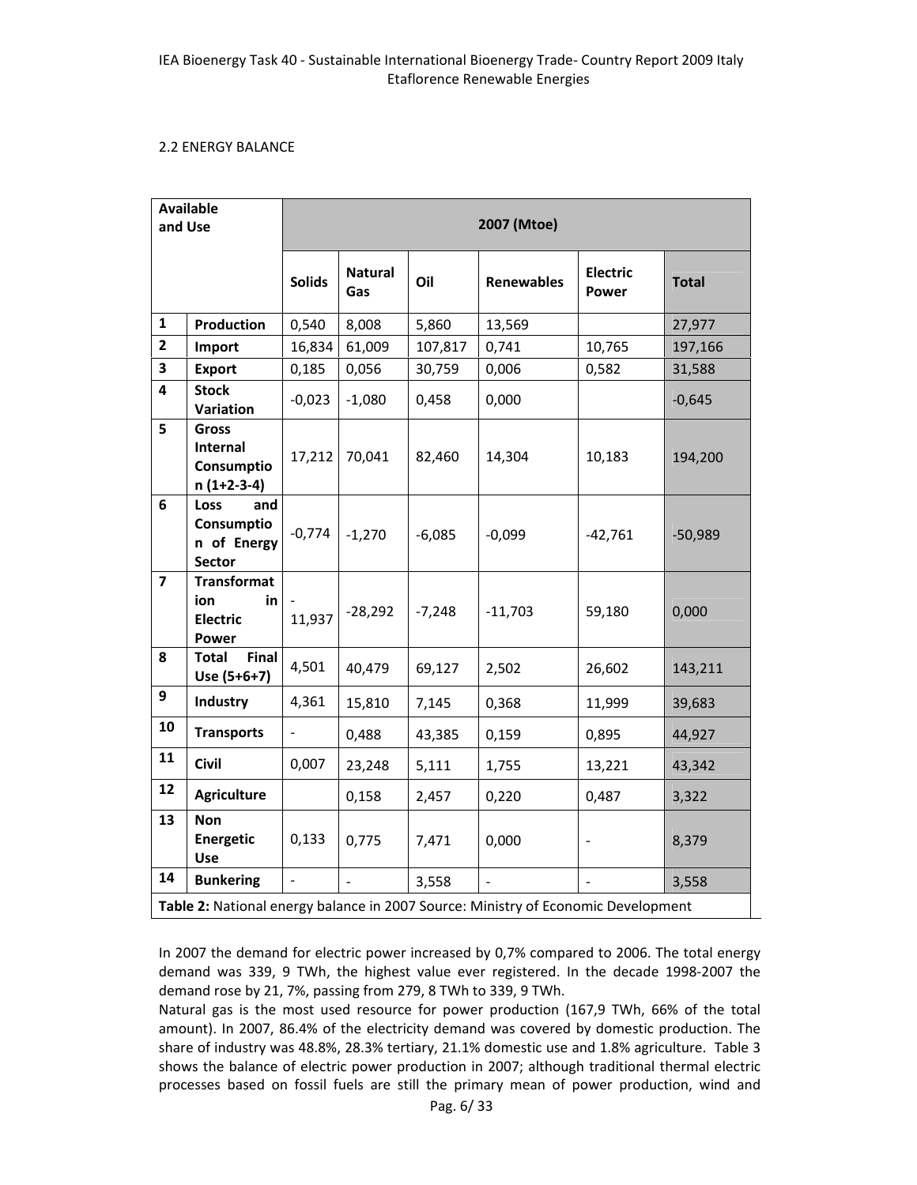## 2.2 ENERGY BALANCE

| Available and Use | | 2007 (Mtoe) | | | | | |
|---|---|---|---|---|---|---|---|
| | | **Solids** | **Natural Gas** | **Oil** | **Renewables** | **Electric Power** | **Total** |
| **1** | **Production** | 0,540 | 8,008 | 5,860 | 13,569 | | 27,977 |
| **2** | **Import** | 16,834 | 61,009 | 107,817 | 0,741 | 10,765 | 197,166 |
| **3** | **Export** | 0,185 | 0,056 | 30,759 | 0,006 | 0,582 | 31,588 |
| **4** | **Stock Variation** | -0,023 | -1,080 | 0,458 | 0,000 | | -0,645 |
| **5** | **Gross Internal Consumption (1+2-3-4)** | 17,212 | 70,041 | 82,460 | 14,304 | 10,183 | 194,200 |
| **6** | **Loss and Consumption of Energy Sector** | -0,774 | -1,270 | -6,085 | -0,099 | -42,761 | -50,989 |
| **7** | **Transformation in Electric Power** | -11,937 | -28,292 | -7,248 | -11,703 | 59,180 | 0,000 |
| **8** | **Total Final Use (5+6+7)** | 4,501 | 40,479 | 69,127 | 2,502 | 26,602 | 143,211 |
| **9** | **Industry** | 4,361 | 15,810 | 7,145 | 0,368 | 11,999 | 39,683 |
| **10** | **Transports** | - | 0,488 | 43,385 | 0,159 | 0,895 | 44,927 |
| **11** | **Civil** | 0,007 | 23,248 | 5,111 | 1,755 | 13,221 | 43,342 |
| **12** | **Agriculture** | | 0,158 | 2,457 | 0,220 | 0,487 | 3,322 |
| **13** | **Non Energetic Use** | 0,133 | 0,775 | 7,471 | 0,000 | - | 8,379 |
| **14** | **Bunkering** | - | - | 3,558 | - | - | 3,558 |

**Table 2:** National energy balance in 2007 Source: Ministry of Economic Development

In 2007 the demand for electric power increased by 0,7% compared to 2006. The total energy demand was 339, 9 TWh, the highest value ever registered. In the decade 1998-2007 the demand rose by 21, 7%, passing from 279, 8 TWh to 339, 9 TWh.

Natural gas is the most used resource for power production (167,9 TWh, 66% of the total amount). In 2007, 86.4% of the electricity demand was covered by domestic production. The share of industry was 48.8%, 28.3% tertiary, 21.1% domestic use and 1.8% agriculture. Table 3 shows the balance of electric power production in 2007; although traditional thermal electric processes based on fossil fuels are still the primary mean of power production, wind and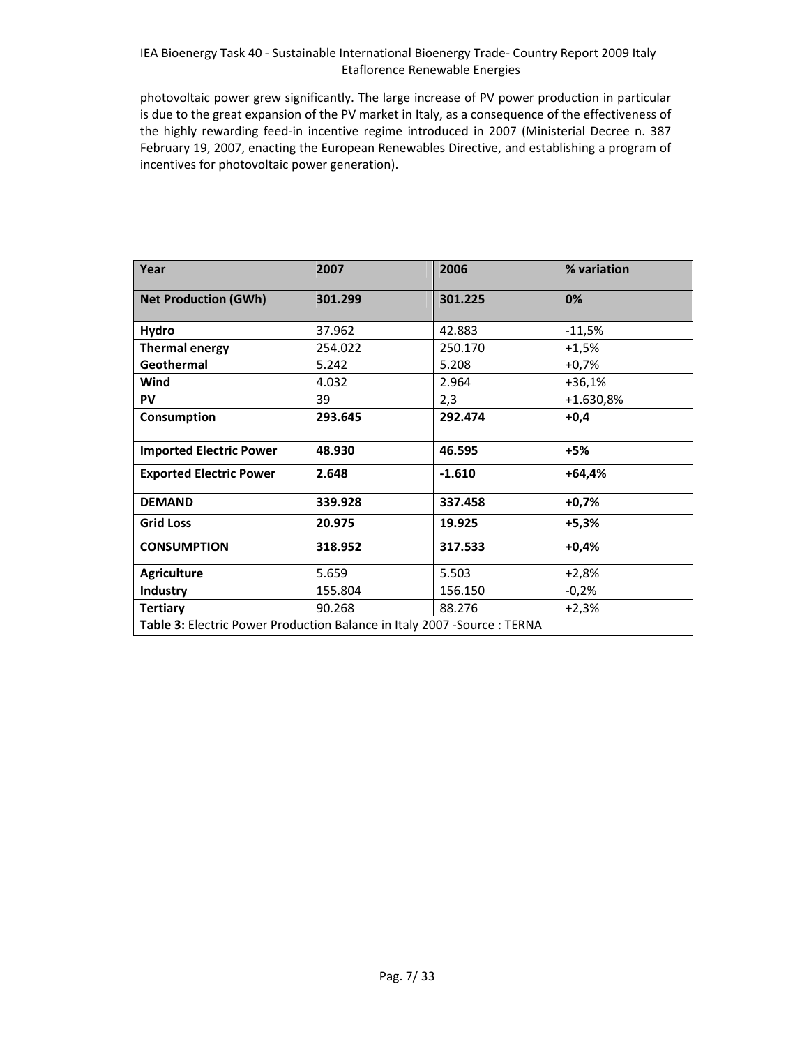photovoltaic power grew significantly. The large increase of PV power production in particular is due to the great expansion of the PV market in Italy, as a consequence of the effectiveness of the highly rewarding feed-in incentive regime introduced in 2007 (Ministerial Decree n. 387 February 19, 2007, enacting the European Renewables Directive, and establishing a program of incentives for photovoltaic power generation).

| **Year** | **2007** | **2006** | **% variation** |
|---|---|---|---|
| **Net Production (GWh)** | **301.299** | **301.225** | **0%** |
| **Hydro** | 37.962 | 42.883 | -11,5% |
| **Thermal energy** | 254.022 | 250.170 | +1,5% |
| **Geothermal** | 5.242 | 5.208 | +0,7% |
| **Wind** | 4.032 | 2.964 | +36,1% |
| **PV** | 39 | 2,3 | +1.630,8% |
| **Consumption** | **293.645** | **292.474** | **+0,4** |
| **Imported Electric Power** | **48.930** | **46.595** | **+5%** |
| **Exported Electric Power** | **2.648** | **-1.610** | **+64,4%** |
| **DEMAND** | **339.928** | **337.458** | **+0,7%** |
| **Grid Loss** | **20.975** | **19.925** | **+5,3%** |
| **CONSUMPTION** | **318.952** | **317.533** | **+0,4%** |
| **Agriculture** | 5.659 | 5.503 | +2,8% |
| **Industry** | 155.804 | 156.150 | -0,2% |
| **Tertiary** | 90.268 | 88.276 | +2,3% |

**Table 3:** Electric Power Production Balance in Italy 2007 -Source : TERNA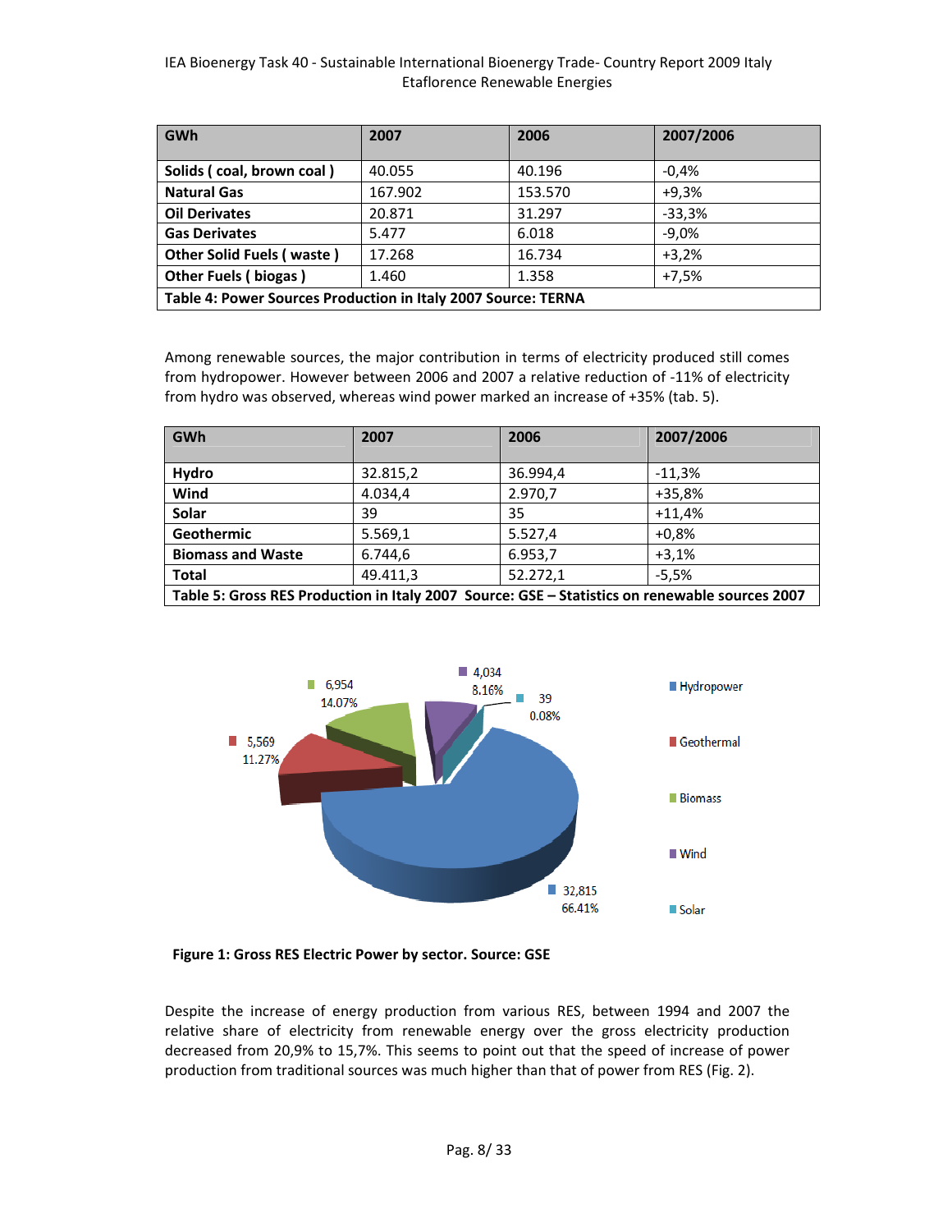| GWh | 2007 | 2006 | 2007/2006 |
|---|---|---|---|
| **Solids ( coal, brown coal )** | 40.055 | 40.196 | -0,4% |
| **Natural Gas** | 167.902 | 153.570 | +9,3% |
| **Oil Derivates** | 20.871 | 31.297 | -33,3% |
| **Gas Derivates** | 5.477 | 6.018 | -9,0% |
| **Other Solid Fuels ( waste )** | 17.268 | 16.734 | +3,2% |
| **Other Fuels ( biogas )** | 1.460 | 1.358 | +7,5% |

**Table 4: Power Sources Production in Italy 2007 Source: TERNA**

Among renewable sources, the major contribution in terms of electricity produced still comes from hydropower. However between 2006 and 2007 a relative reduction of -11% of electricity from hydro was observed, whereas wind power marked an increase of +35% (tab. 5).

| GWh | 2007 | 2006 | 2007/2006 |
|---|---|---|---|
| **Hydro** | 32.815,2 | 36.994,4 | -11,3% |
| **Wind** | 4.034,4 | 2.970,7 | +35,8% |
| **Solar** | 39 | 35 | +11,4% |
| **Geothermic** | 5.569,1 | 5.527,4 | +0,8% |
| **Biomass and Waste** | 6.744,6 | 6.953,7 | +3,1% |
| **Total** | 49.411,3 | 52.272,1 | -5,5% |

**Table 5: Gross RES Production in Italy 2007 Source: GSE – Statistics on renewable sources 2007**

**Figure 1: Gross RES Electric Power by sector. Source: GSE**

Despite the increase of energy production from various RES, between 1994 and 2007 the relative share of electricity from renewable energy over the gross electricity production decreased from 20,9% to 15,7%. This seems to point out that the speed of increase of power production from traditional sources was much higher than that of power from RES (Fig. 2).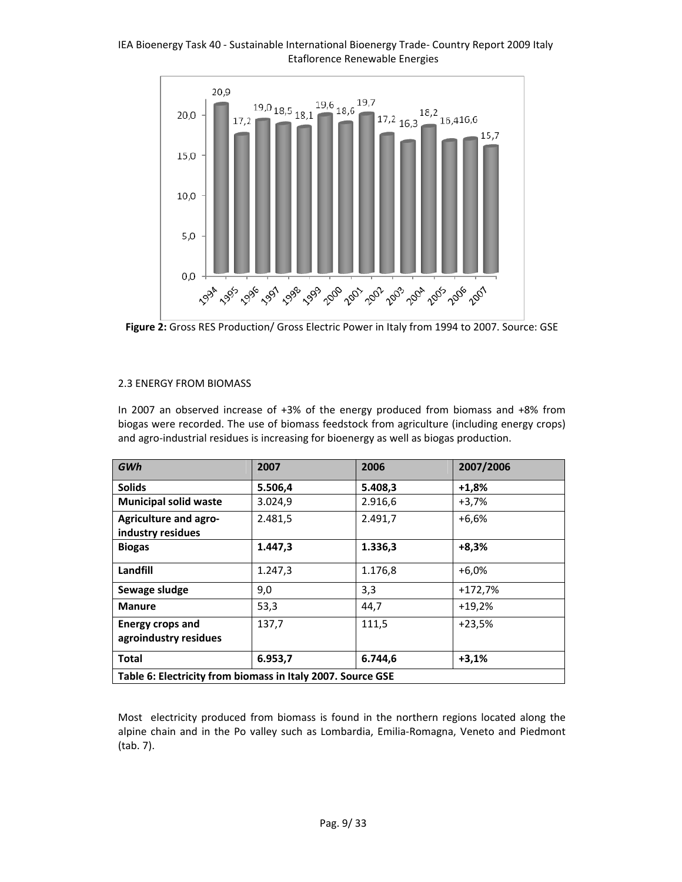Figure 2: Gross RES Production/ Gross Electric Power in Italy from 1994 to 2007. Source: GSE

## 2.3 ENERGY FROM BIOMASS

In 2007 an observed increase of +3% of the energy produced from biomass and +8% from biogas were recorded. The use of biomass feedstock from agriculture (including energy crops) and agro-industrial residues is increasing for bioenergy as well as biogas production.

| *GWh* | 2007 | 2006 | 2007/2006 |
|---|---|---|---|
| **Solids** | **5.506,4** | **5.408,3** | **+1,8%** |
| **Municipal solid waste** | 3.024,9 | 2.916,6 | +3,7% |
| **Agriculture and agro-industry residues** | 2.481,5 | 2.491,7 | +6,6% |
| **Biogas** | **1.447,3** | **1.336,3** | **+8,3%** |
| **Landfill** | 1.247,3 | 1.176,8 | +6,0% |
| **Sewage sludge** | 9,0 | 3,3 | +172,7% |
| **Manure** | 53,3 | 44,7 | +19,2% |
| **Energy crops and agroindustry residues** | 137,7 | 111,5 | +23,5% |
| **Total** | **6.953,7** | **6.744,6** | **+3,1%** |

**Table 6: Electricity from biomass in Italy 2007. Source GSE**

Most electricity produced from biomass is found in the northern regions located along the alpine chain and in the Po valley such as Lombardia, Emilia-Romagna, Veneto and Piedmont (tab. 7).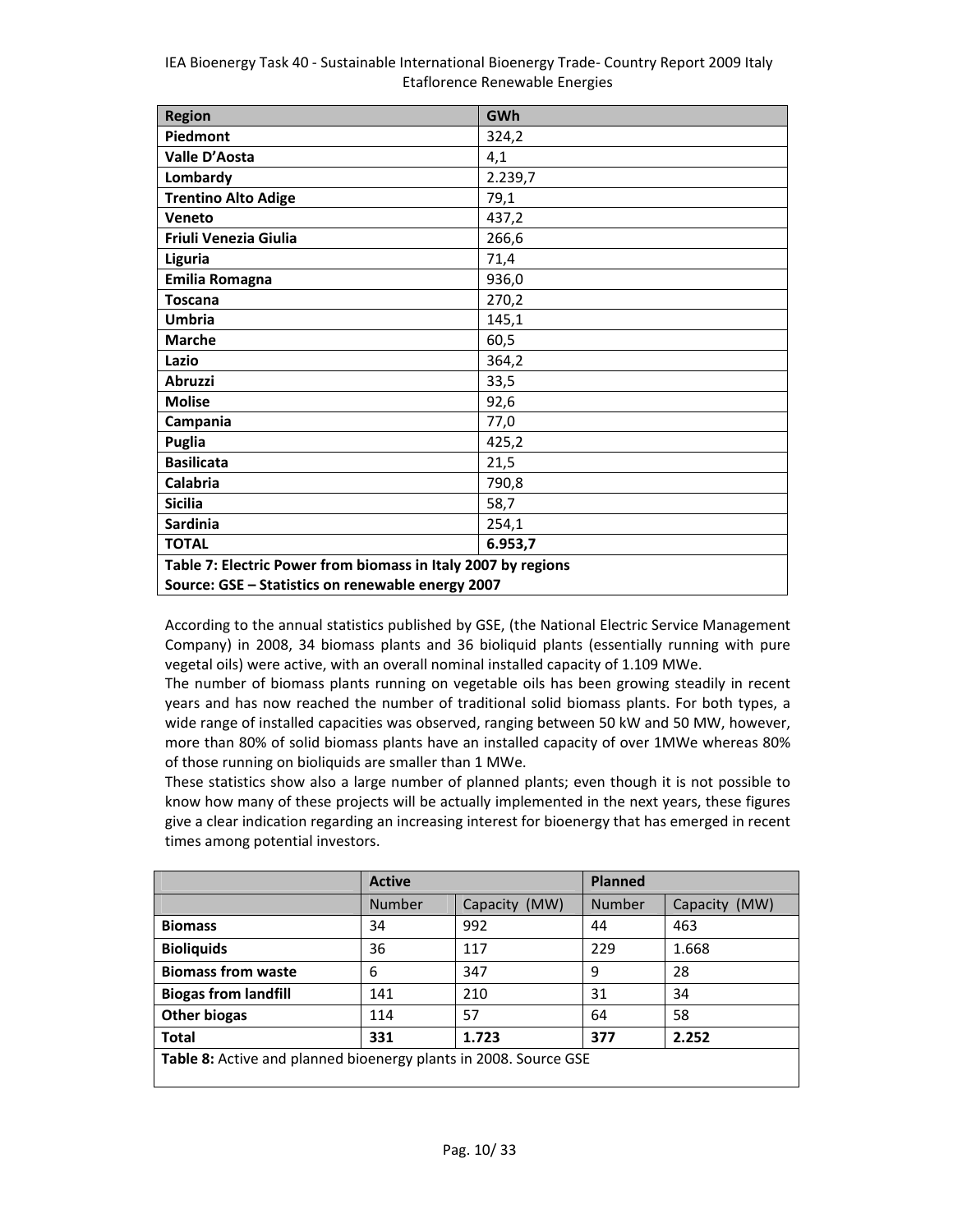| Region | GWh |
| --- | --- |
| **Piedmont** | 324,2 |
| **Valle D'Aosta** | 4,1 |
| **Lombardy** | 2.239,7 |
| **Trentino Alto Adige** | 79,1 |
| **Veneto** | 437,2 |
| **Friuli Venezia Giulia** | 266,6 |
| **Liguria** | 71,4 |
| **Emilia Romagna** | 936,0 |
| **Toscana** | 270,2 |
| **Umbria** | 145,1 |
| **Marche** | 60,5 |
| **Lazio** | 364,2 |
| **Abruzzi** | 33,5 |
| **Molise** | 92,6 |
| **Campania** | 77,0 |
| **Puglia** | 425,2 |
| **Basilicata** | 21,5 |
| **Calabria** | 790,8 |
| **Sicilia** | 58,7 |
| **Sardinia** | 254,1 |
| **TOTAL** | **6.953,7** |

**Table 7: Electric Power from biomass in Italy 2007 by regions**
**Source: GSE – Statistics on renewable energy 2007**

According to the annual statistics published by GSE, (the National Electric Service Management Company) in 2008, 34 biomass plants and 36 bioliquid plants (essentially running with pure vegetal oils) were active, with an overall nominal installed capacity of 1.109 MWe.
The number of biomass plants running on vegetable oils has been growing steadily in recent years and has now reached the number of traditional solid biomass plants. For both types, a wide range of installed capacities was observed, ranging between 50 kW and 50 MW, however, more than 80% of solid biomass plants have an installed capacity of over 1MWe whereas 80% of those running on bioliquids are smaller than 1 MWe.
These statistics show also a large number of planned plants; even though it is not possible to know how many of these projects will be actually implemented in the next years, these figures give a clear indication regarding an increasing interest for bioenergy that has emerged in recent times among potential investors.

| | **Active** | | **Planned** | |
| --- | --- | --- | --- | --- |
| | Number | Capacity (MW) | Number | Capacity (MW) |
| **Biomass** | 34 | 992 | 44 | 463 |
| **Bioliquids** | 36 | 117 | 229 | 1.668 |
| **Biomass from waste** | 6 | 347 | 9 | 28 |
| **Biogas from landfill** | 141 | 210 | 31 | 34 |
| **Other biogas** | 114 | 57 | 64 | 58 |
| **Total** | **331** | **1.723** | **377** | **2.252** |

**Table 8:** Active and planned bioenergy plants in 2008. Source GSE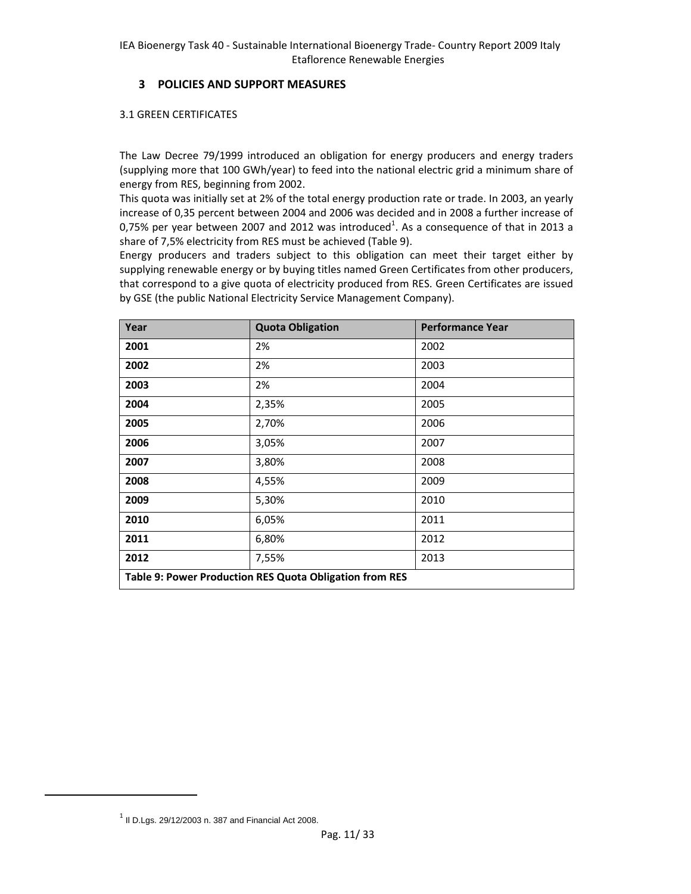## 3 POLICIES AND SUPPORT MEASURES

### 3.1 GREEN CERTIFICATES

The Law Decree 79/1999 introduced an obligation for energy producers and energy traders (supplying more that 100 GWh/year) to feed into the national electric grid a minimum share of energy from RES, beginning from 2002.

This quota was initially set at 2% of the total energy production rate or trade. In 2003, an yearly increase of 0,35 percent between 2004 and 2006 was decided and in 2008 a further increase of 0,75% per year between 2007 and 2012 was introduced[1]. As a consequence of that in 2013 a share of 7,5% electricity from RES must be achieved (Table 9).

Energy producers and traders subject to this obligation can meet their target either by supplying renewable energy or by buying titles named Green Certificates from other producers, that correspond to a give quota of electricity produced from RES. Green Certificates are issued by GSE (the public National Electricity Service Management Company).

| Year | Quota Obligation | Performance Year |
|---|---|---|
| **2001** | 2% | 2002 |
| **2002** | 2% | 2003 |
| **2003** | 2% | 2004 |
| **2004** | 2,35% | 2005 |
| **2005** | 2,70% | 2006 |
| **2006** | 3,05% | 2007 |
| **2007** | 3,80% | 2008 |
| **2008** | 4,55% | 2009 |
| **2009** | 5,30% | 2010 |
| **2010** | 6,05% | 2011 |
| **2011** | 6,80% | 2012 |
| **2012** | 7,55% | 2013 |

**Table 9: Power Production RES Quota Obligation from RES**

[1] Il D.Lgs. 29/12/2003 n. 387 and Financial Act 2008.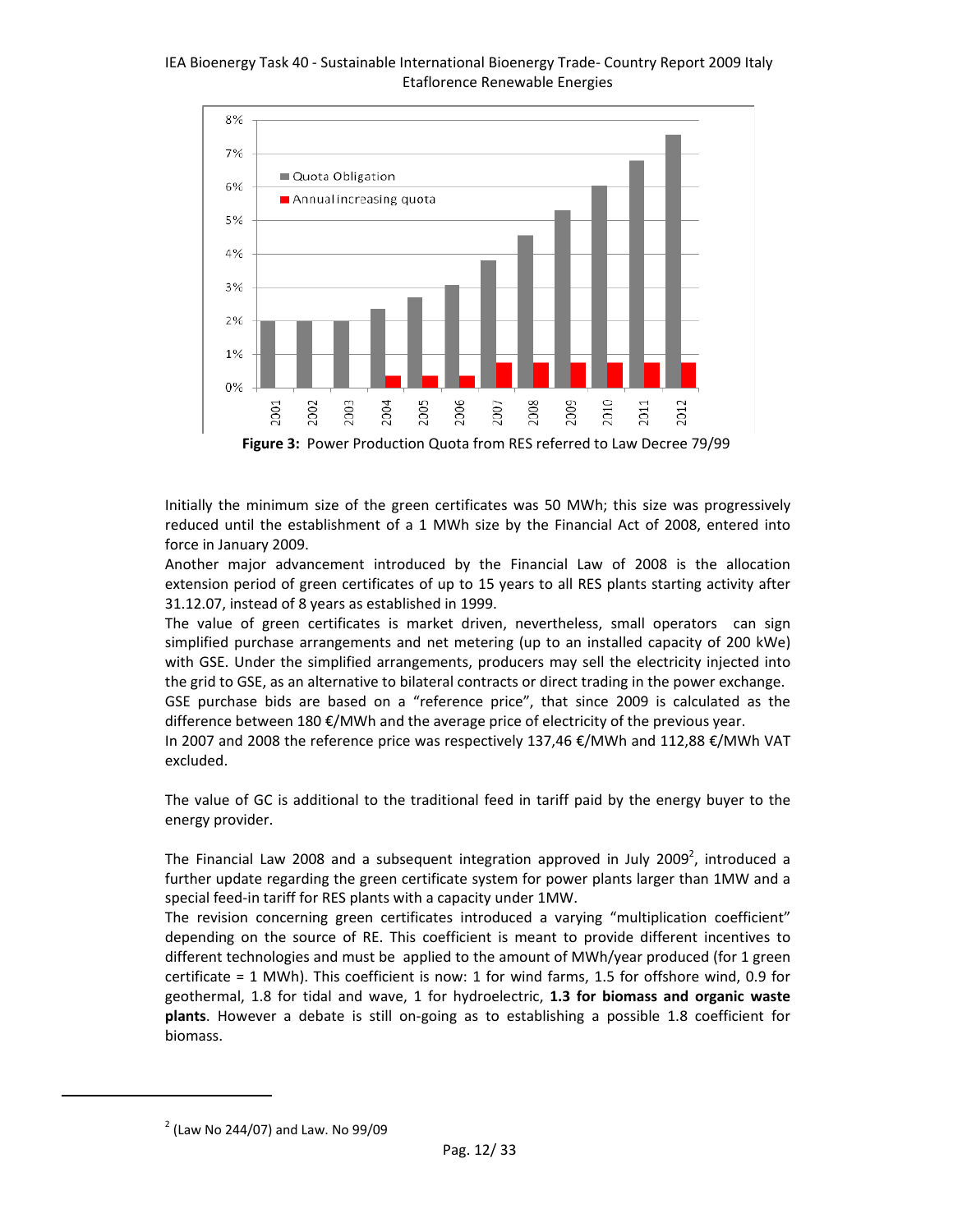**Figure 3:** Power Production Quota from RES referred to Law Decree 79/99

Initially the minimum size of the green certificates was 50 MWh; this size was progressively reduced until the establishment of a 1 MWh size by the Financial Act of 2008, entered into force in January 2009.

Another major advancement introduced by the Financial Law of 2008 is the allocation extension period of green certificates of up to 15 years to all RES plants starting activity after 31.12.07, instead of 8 years as established in 1999.

The value of green certificates is market driven, nevertheless, small operators can sign simplified purchase arrangements and net metering (up to an installed capacity of 200 kWe) with GSE. Under the simplified arrangements, producers may sell the electricity injected into the grid to GSE, as an alternative to bilateral contracts or direct trading in the power exchange.

GSE purchase bids are based on a “reference price”, that since 2009 is calculated as the difference between 180 €/MWh and the average price of electricity of the previous year.

In 2007 and 2008 the reference price was respectively 137,46 €/MWh and 112,88 €/MWh VAT excluded.

The value of GC is additional to the traditional feed in tariff paid by the energy buyer to the energy provider.

The Financial Law 2008 and a subsequent integration approved in July 2009[2], introduced a further update regarding the green certificate system for power plants larger than 1MW and a special feed-in tariff for RES plants with a capacity under 1MW.

The revision concerning green certificates introduced a varying “multiplication coefficient” depending on the source of RE. This coefficient is meant to provide different incentives to different technologies and must be applied to the amount of MWh/year produced (for 1 green certificate = 1 MWh). This coefficient is now: 1 for wind farms, 1.5 for offshore wind, 0.9 for geothermal, 1.8 for tidal and wave, 1 for hydroelectric, **1.3 for biomass and organic waste plants**. However a debate is still on-going as to establishing a possible 1.8 coefficient for biomass.

---

[2] (Law No 244/07) and Law. No 99/09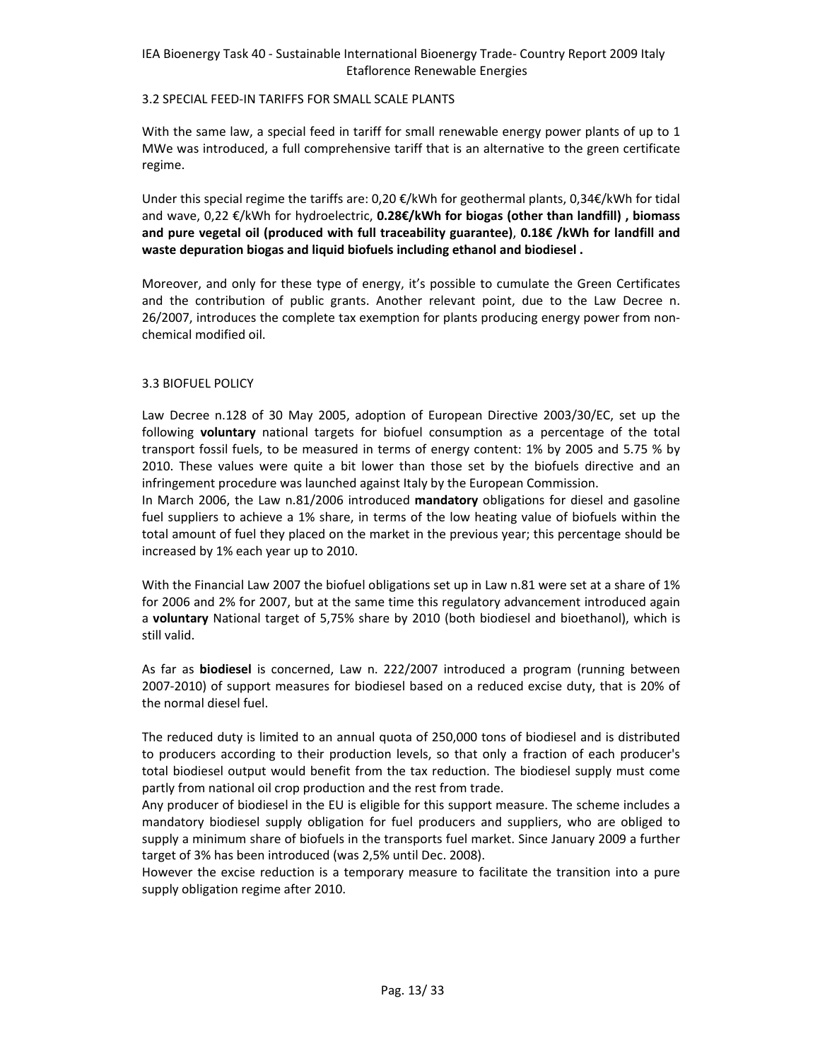### 3.2 SPECIAL FEED-IN TARIFFS FOR SMALL SCALE PLANTS

With the same law, a special feed in tariff for small renewable energy power plants of up to 1 MWe was introduced, a full comprehensive tariff that is an alternative to the green certificate regime.

Under this special regime the tariffs are: 0,20 €/kWh for geothermal plants, 0,34€/kWh for tidal and wave, 0,22 €/kWh for hydroelectric, **0.28€/kWh for biogas (other than landfill) , biomass and pure vegetal oil (produced with full traceability guarantee)**, **0.18€ /kWh for landfill and waste depuration biogas and liquid biofuels including ethanol and biodiesel .**

Moreover, and only for these type of energy, it's possible to cumulate the Green Certificates and the contribution of public grants. Another relevant point, due to the Law Decree n. 26/2007, introduces the complete tax exemption for plants producing energy power from non-chemical modified oil.

### 3.3 BIOFUEL POLICY

Law Decree n.128 of 30 May 2005, adoption of European Directive 2003/30/EC, set up the following **voluntary** national targets for biofuel consumption as a percentage of the total transport fossil fuels, to be measured in terms of energy content: 1% by 2005 and 5.75 % by 2010. These values were quite a bit lower than those set by the biofuels directive and an infringement procedure was launched against Italy by the European Commission.

In March 2006, the Law n.81/2006 introduced **mandatory** obligations for diesel and gasoline fuel suppliers to achieve a 1% share, in terms of the low heating value of biofuels within the total amount of fuel they placed on the market in the previous year; this percentage should be increased by 1% each year up to 2010.

With the Financial Law 2007 the biofuel obligations set up in Law n.81 were set at a share of 1% for 2006 and 2% for 2007, but at the same time this regulatory advancement introduced again a **voluntary** National target of 5,75% share by 2010 (both biodiesel and bioethanol), which is still valid.

As far as **biodiesel** is concerned, Law n. 222/2007 introduced a program (running between 2007-2010) of support measures for biodiesel based on a reduced excise duty, that is 20% of the normal diesel fuel.

The reduced duty is limited to an annual quota of 250,000 tons of biodiesel and is distributed to producers according to their production levels, so that only a fraction of each producer's total biodiesel output would benefit from the tax reduction. The biodiesel supply must come partly from national oil crop production and the rest from trade.

Any producer of biodiesel in the EU is eligible for this support measure. The scheme includes a mandatory biodiesel supply obligation for fuel producers and suppliers, who are obliged to supply a minimum share of biofuels in the transports fuel market. Since January 2009 a further target of 3% has been introduced (was 2,5% until Dec. 2008).

However the excise reduction is a temporary measure to facilitate the transition into a pure supply obligation regime after 2010.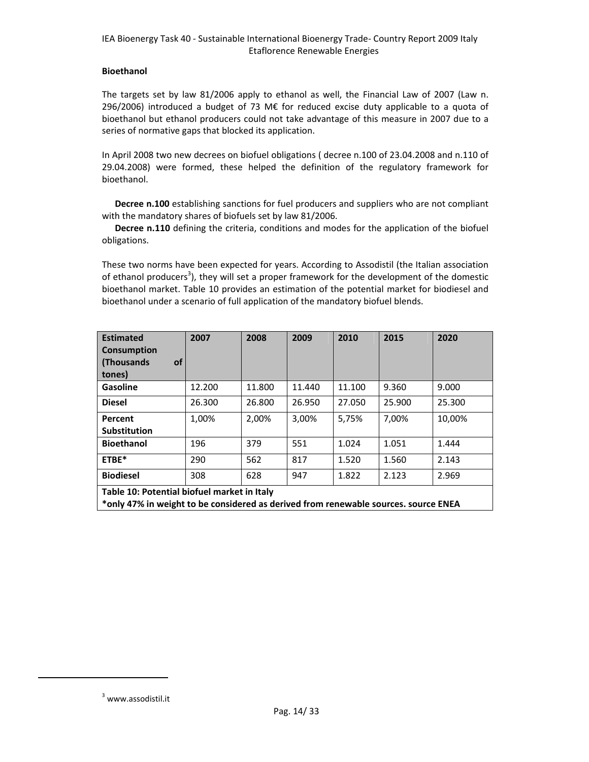**Bioethanol**

The targets set by law 81/2006 apply to ethanol as well, the Financial Law of 2007 (Law n. 296/2006) introduced a budget of 73 M€ for reduced excise duty applicable to a quota of bioethanol but ethanol producers could not take advantage of this measure in 2007 due to a series of normative gaps that blocked its application.

In April 2008 two new decrees on biofuel obligations ( decree n.100 of 23.04.2008 and n.110 of 29.04.2008) were formed, these helped the definition of the regulatory framework for bioethanol.

**Decree n.100** establishing sanctions for fuel producers and suppliers who are not compliant with the mandatory shares of biofuels set by law 81/2006.
**Decree n.110** defining the criteria, conditions and modes for the application of the biofuel obligations.

These two norms have been expected for years. According to Assodistil (the Italian association of ethanol producers[3]), they will set a proper framework for the development of the domestic bioethanol market. Table 10 provides an estimation of the potential market for biodiesel and bioethanol under a scenario of full application of the mandatory biofuel blends.

| Estimated Consumption (Thousands of tones) | 2007 | 2008 | 2009 | 2010 | 2015 | 2020 |
|---|---|---|---|---|---|---|
| **Gasoline** | 12.200 | 11.800 | 11.440 | 11.100 | 9.360 | 9.000 |
| **Diesel** | 26.300 | 26.800 | 26.950 | 27.050 | 25.900 | 25.300 |
| **Percent Substitution** | 1,00% | 2,00% | 3,00% | 5,75% | 7,00% | 10,00% |
| **Bioethanol** | 196 | 379 | 551 | 1.024 | 1.051 | 1.444 |
| **ETBE*** | 290 | 562 | 817 | 1.520 | 1.560 | 2.143 |
| **Biodiesel** | 308 | 628 | 947 | 1.822 | 2.123 | 2.969 |

**Table 10: Potential biofuel market in Italy**
***only 47% in weight to be considered as derived from renewable sources. source ENEA**

[3] www.assodistil.it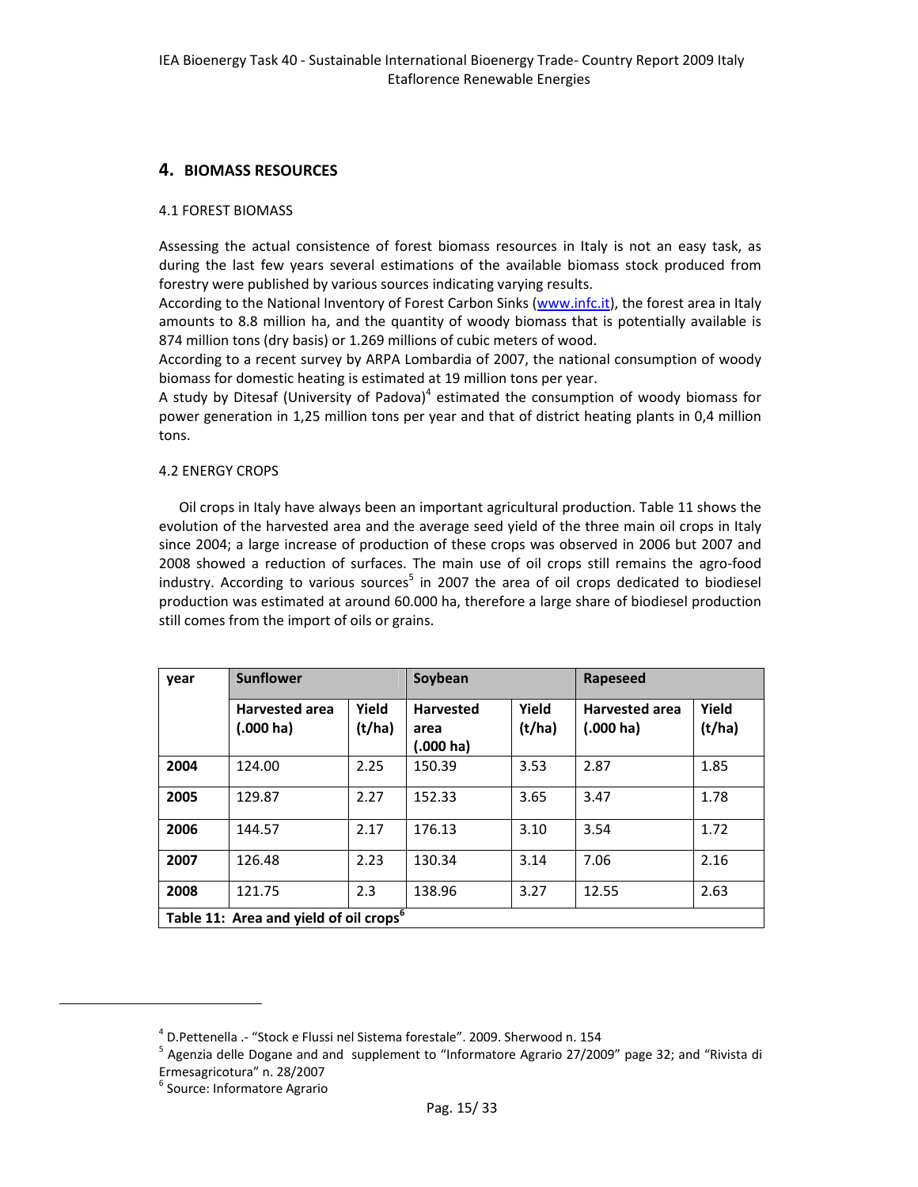# 4. BIOMASS RESOURCES

## 4.1 FOREST BIOMASS

Assessing the actual consistence of forest biomass resources in Italy is not an easy task, as during the last few years several estimations of the available biomass stock produced from forestry were published by various sources indicating varying results.

According to the National Inventory of Forest Carbon Sinks (www.infc.it), the forest area in Italy amounts to 8.8 million ha, and the quantity of woody biomass that is potentially available is 874 million tons (dry basis) or 1.269 millions of cubic meters of wood.

According to a recent survey by ARPA Lombardia of 2007, the national consumption of woody biomass for domestic heating is estimated at 19 million tons per year.

A study by Ditesaf (University of Padova)[4] estimated the consumption of woody biomass for power generation in 1,25 million tons per year and that of district heating plants in 0,4 million tons.

## 4.2 ENERGY CROPS

Oil crops in Italy have always been an important agricultural production. Table 11 shows the evolution of the harvested area and the average seed yield of the three main oil crops in Italy since 2004; a large increase of production of these crops was observed in 2006 but 2007 and 2008 showed a reduction of surfaces. The main use of oil crops still remains the agro-food industry. According to various sources[5] in 2007 the area of oil crops dedicated to biodiesel production was estimated at around 60.000 ha, therefore a large share of biodiesel production still comes from the import of oils or grains.

| year | Sunflower | | Soybean | | Rapeseed | |
|---|---|---|---|---|---|---|
| | **Harvested area (.000 ha)** | **Yield (t/ha)** | **Harvested area (.000 ha)** | **Yield (t/ha)** | **Harvested area (.000 ha)** | **Yield (t/ha)** |
| **2004** | 124.00 | 2.25 | 150.39 | 3.53 | 2.87 | 1.85 |
| **2005** | 129.87 | 2.27 | 152.33 | 3.65 | 3.47 | 1.78 |
| **2006** | 144.57 | 2.17 | 176.13 | 3.10 | 3.54 | 1.72 |
| **2007** | 126.48 | 2.23 | 130.34 | 3.14 | 7.06 | 2.16 |
| **2008** | 121.75 | 2.3 | 138.96 | 3.27 | 12.55 | 2.63 |

**Table 11: Area and yield of oil crops[6]**

---

[4] D.Pettenella .- "Stock e Flussi nel Sistema forestale". 2009. Sherwood n. 154

[5] Agenzia delle Dogane and and supplement to "Informatore Agrario 27/2009" page 32; and "Rivista di Ermesagricotura" n. 28/2007

[6] Source: Informatore Agrario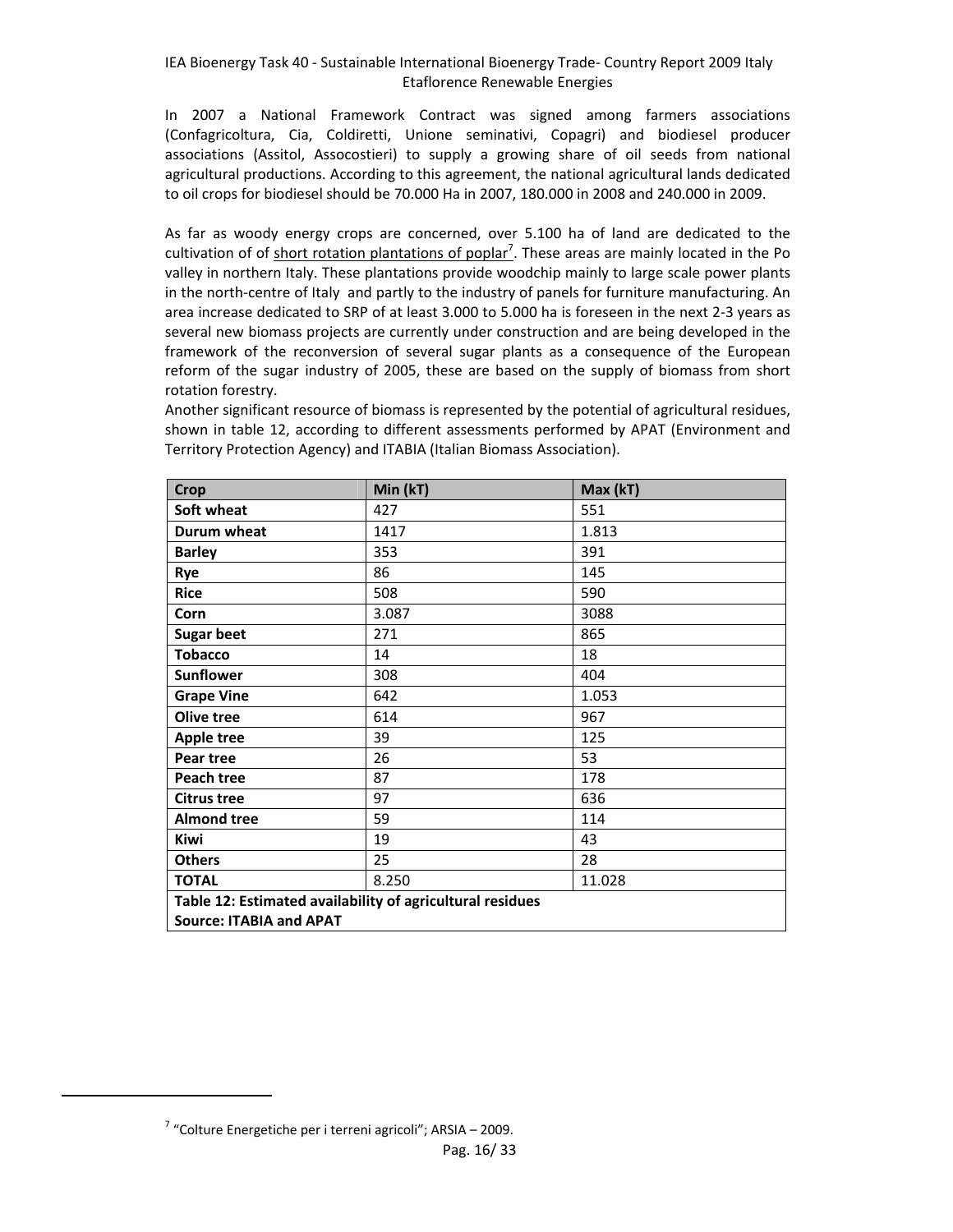In 2007 a National Framework Contract was signed among farmers associations (Confagricoltura, Cia, Coldiretti, Unione seminativi, Copagri) and biodiesel producer associations (Assitol, Assocostieri) to supply a growing share of oil seeds from national agricultural productions. According to this agreement, the national agricultural lands dedicated to oil crops for biodiesel should be 70.000 Ha in 2007, 180.000 in 2008 and 240.000 in 2009.

As far as woody energy crops are concerned, over 5.100 ha of land are dedicated to the cultivation of of short rotation plantations of poplar[7]. These areas are mainly located in the Po valley in northern Italy. These plantations provide woodchip mainly to large scale power plants in the north-centre of Italy and partly to the industry of panels for furniture manufacturing. An area increase dedicated to SRP of at least 3.000 to 5.000 ha is foreseen in the next 2-3 years as several new biomass projects are currently under construction and are being developed in the framework of the reconversion of several sugar plants as a consequence of the European reform of the sugar industry of 2005, these are based on the supply of biomass from short rotation forestry.

Another significant resource of biomass is represented by the potential of agricultural residues, shown in table 12, according to different assessments performed by APAT (Environment and Territory Protection Agency) and ITABIA (Italian Biomass Association).

| Crop | Min (kT) | Max (kT) |
|---|---|---|
| **Soft wheat** | 427 | 551 |
| **Durum wheat** | 1417 | 1.813 |
| **Barley** | 353 | 391 |
| **Rye** | 86 | 145 |
| **Rice** | 508 | 590 |
| **Corn** | 3.087 | 3088 |
| **Sugar beet** | 271 | 865 |
| **Tobacco** | 14 | 18 |
| **Sunflower** | 308 | 404 |
| **Grape Vine** | 642 | 1.053 |
| **Olive tree** | 614 | 967 |
| **Apple tree** | 39 | 125 |
| **Pear tree** | 26 | 53 |
| **Peach tree** | 87 | 178 |
| **Citrus tree** | 97 | 636 |
| **Almond tree** | 59 | 114 |
| **Kiwi** | 19 | 43 |
| **Others** | 25 | 28 |
| **TOTAL** | 8.250 | 11.028 |

**Table 12: Estimated availability of agricultural residues**
**Source: ITABIA and APAT**

[7] "Colture Energetiche per i terreni agricoli"; ARSIA – 2009.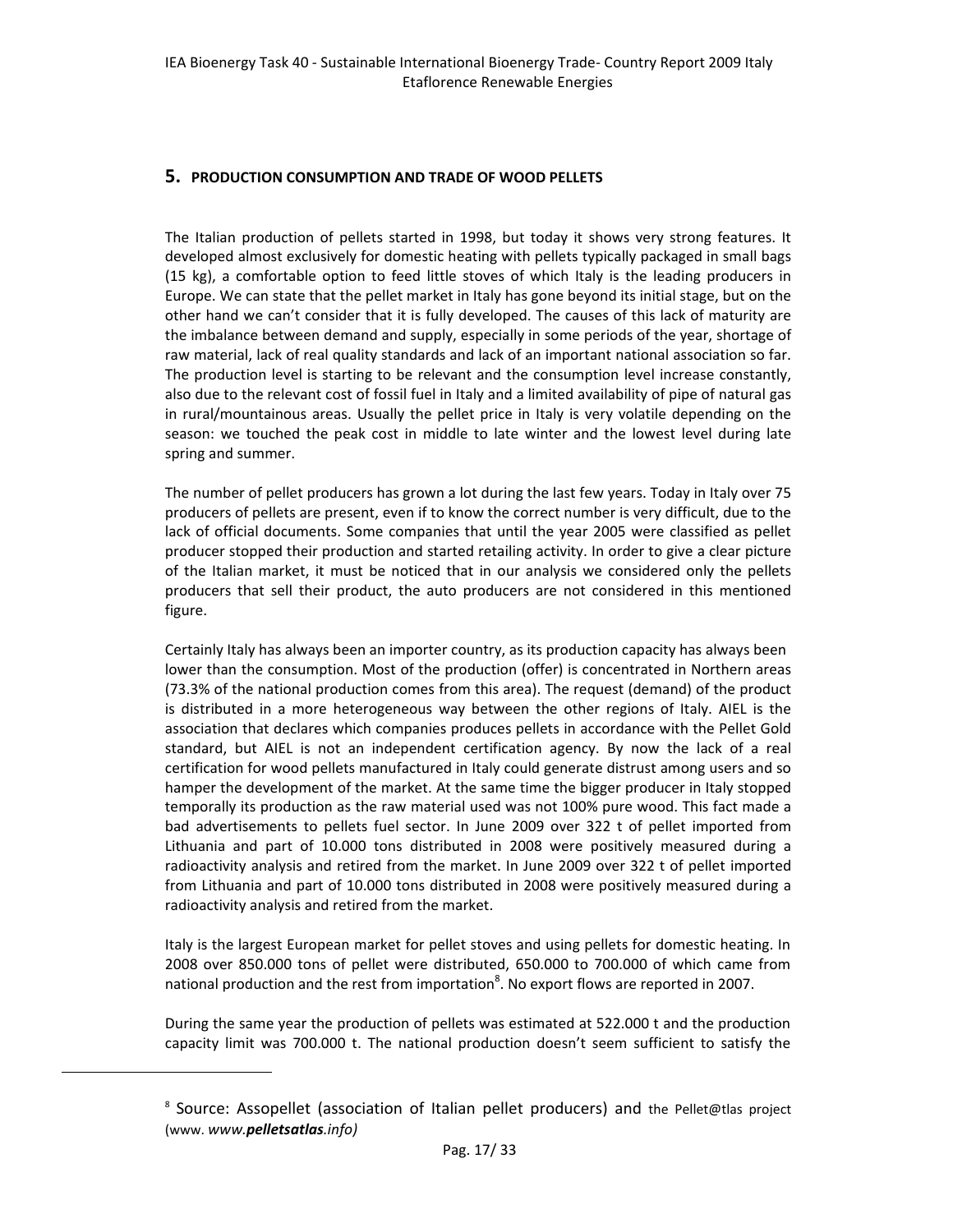## 5. PRODUCTION CONSUMPTION AND TRADE OF WOOD PELLETS

The Italian production of pellets started in 1998, but today it shows very strong features. It developed almost exclusively for domestic heating with pellets typically packaged in small bags (15 kg), a comfortable option to feed little stoves of which Italy is the leading producers in Europe. We can state that the pellet market in Italy has gone beyond its initial stage, but on the other hand we can't consider that it is fully developed. The causes of this lack of maturity are the imbalance between demand and supply, especially in some periods of the year, shortage of raw material, lack of real quality standards and lack of an important national association so far. The production level is starting to be relevant and the consumption level increase constantly, also due to the relevant cost of fossil fuel in Italy and a limited availability of pipe of natural gas in rural/mountainous areas. Usually the pellet price in Italy is very volatile depending on the season: we touched the peak cost in middle to late winter and the lowest level during late spring and summer.

The number of pellet producers has grown a lot during the last few years. Today in Italy over 75 producers of pellets are present, even if to know the correct number is very difficult, due to the lack of official documents. Some companies that until the year 2005 were classified as pellet producer stopped their production and started retailing activity. In order to give a clear picture of the Italian market, it must be noticed that in our analysis we considered only the pellets producers that sell their product, the auto producers are not considered in this mentioned figure.

Certainly Italy has always been an importer country, as its production capacity has always been lower than the consumption. Most of the production (offer) is concentrated in Northern areas (73.3% of the national production comes from this area). The request (demand) of the product is distributed in a more heterogeneous way between the other regions of Italy. AIEL is the association that declares which companies produces pellets in accordance with the Pellet Gold standard, but AIEL is not an independent certification agency. By now the lack of a real certification for wood pellets manufactured in Italy could generate distrust among users and so hamper the development of the market. At the same time the bigger producer in Italy stopped temporally its production as the raw material used was not 100% pure wood. This fact made a bad advertisements to pellets fuel sector. In June 2009 over 322 t of pellet imported from Lithuania and part of 10.000 tons distributed in 2008 were positively measured during a radioactivity analysis and retired from the market. In June 2009 over 322 t of pellet imported from Lithuania and part of 10.000 tons distributed in 2008 were positively measured during a radioactivity analysis and retired from the market.

Italy is the largest European market for pellet stoves and using pellets for domestic heating. In 2008 over 850.000 tons of pellet were distributed, 650.000 to 700.000 of which came from national production and the rest from importation[8]. No export flows are reported in 2007.

During the same year the production of pellets was estimated at 522.000 t and the production capacity limit was 700.000 t. The national production doesn't seem sufficient to satisfy the

[8] Source: Assopellet (association of Italian pellet producers) and the Pellet@tlas project (www. *www.**pelletsatlas**.info)*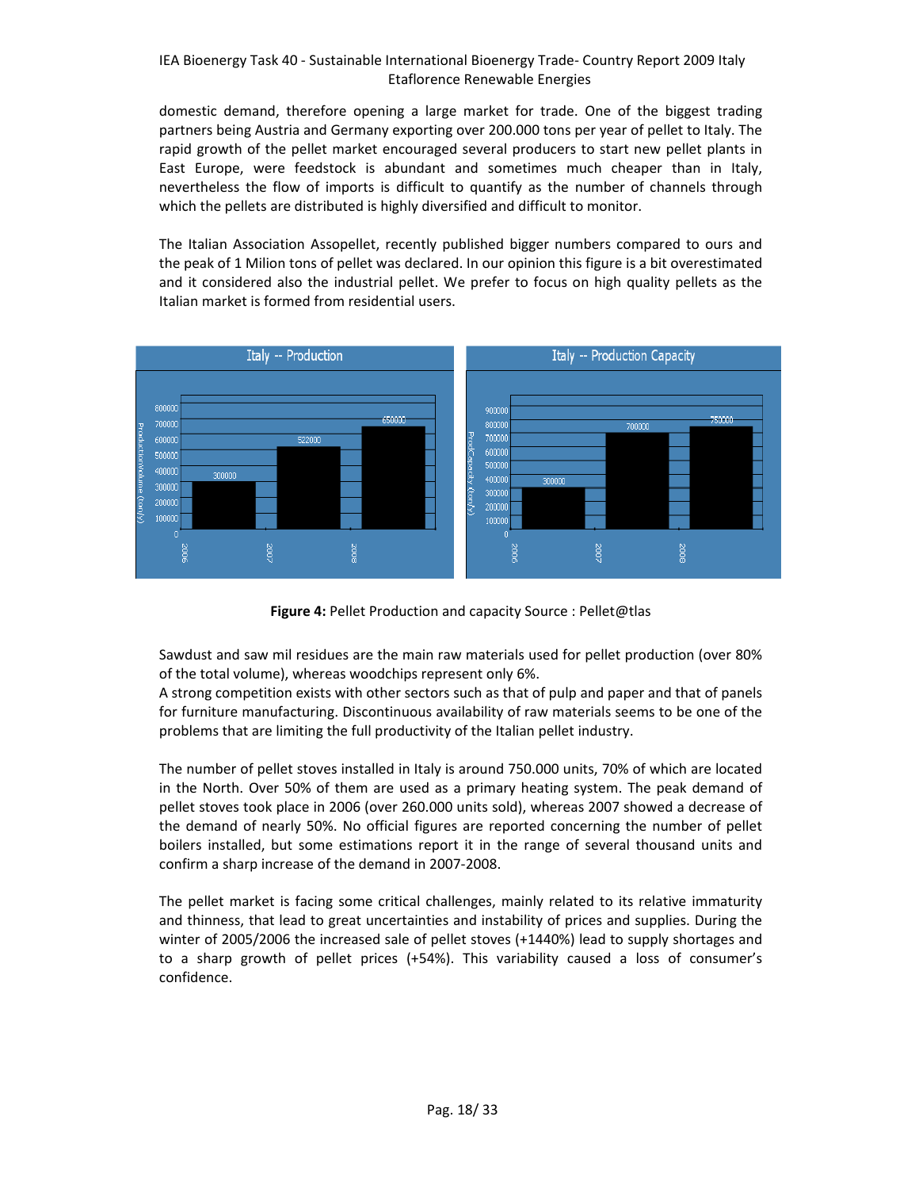domestic demand, therefore opening a large market for trade. One of the biggest trading partners being Austria and Germany exporting over 200.000 tons per year of pellet to Italy. The rapid growth of the pellet market encouraged several producers to start new pellet plants in East Europe, were feedstock is abundant and sometimes much cheaper than in Italy, nevertheless the flow of imports is difficult to quantify as the number of channels through which the pellets are distributed is highly diversified and difficult to monitor.

The Italian Association Assopellet, recently published bigger numbers compared to ours and the peak of 1 Milion tons of pellet was declared. In our opinion this figure is a bit overestimated and it considered also the industrial pellet. We prefer to focus on high quality pellets as the Italian market is formed from residential users.

**Figure 4:** Pellet Production and capacity Source : Pellet@tlas

Sawdust and saw mil residues are the main raw materials used for pellet production (over 80% of the total volume), whereas woodchips represent only 6%.
A strong competition exists with other sectors such as that of pulp and paper and that of panels for furniture manufacturing. Discontinuous availability of raw materials seems to be one of the problems that are limiting the full productivity of the Italian pellet industry.

The number of pellet stoves installed in Italy is around 750.000 units, 70% of which are located in the North. Over 50% of them are used as a primary heating system. The peak demand of pellet stoves took place in 2006 (over 260.000 units sold), whereas 2007 showed a decrease of the demand of nearly 50%. No official figures are reported concerning the number of pellet boilers installed, but some estimations report it in the range of several thousand units and confirm a sharp increase of the demand in 2007-2008.

The pellet market is facing some critical challenges, mainly related to its relative immaturity and thinness, that lead to great uncertainties and instability of prices and supplies. During the winter of 2005/2006 the increased sale of pellet stoves (+1440%) lead to supply shortages and to a sharp growth of pellet prices (+54%). This variability caused a loss of consumer's confidence.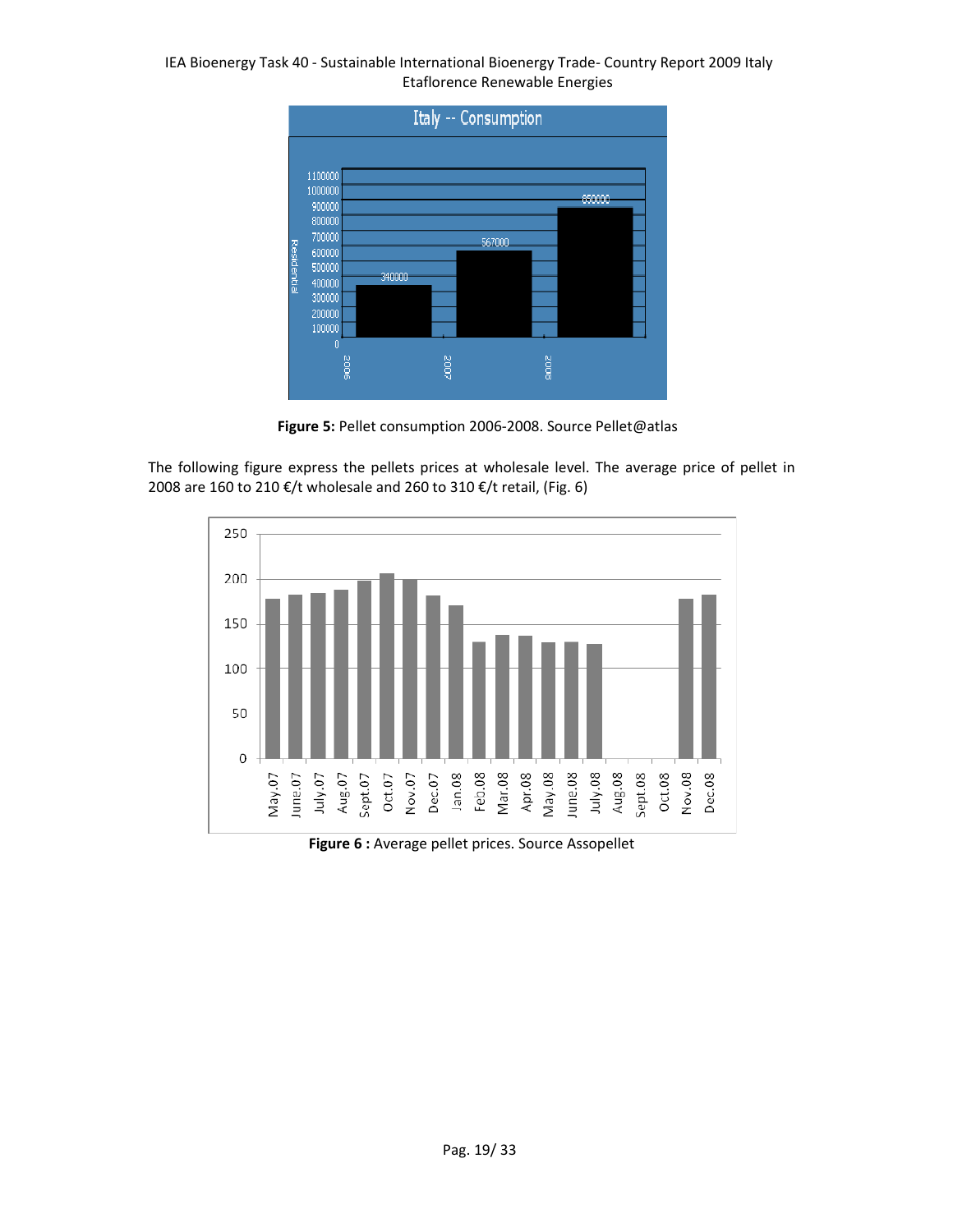**Figure 5:** Pellet consumption 2006-2008. Source Pellet@atlas

The following figure express the pellets prices at wholesale level. The average price of pellet in 2008 are 160 to 210 €/t wholesale and 260 to 310 €/t retail, (Fig. 6)

**Figure 6 :** Average pellet prices. Source Assopellet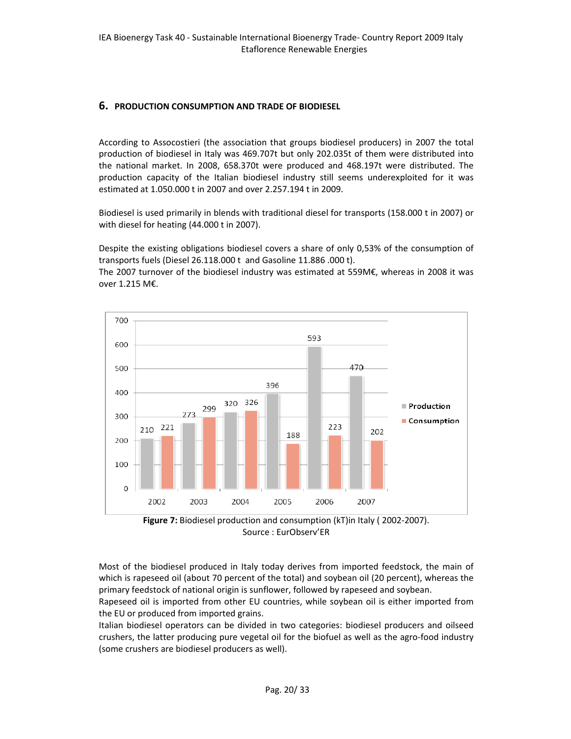## 6. PRODUCTION CONSUMPTION AND TRADE OF BIODIESEL

According to Assocostieri (the association that groups biodiesel producers) in 2007 the total production of biodiesel in Italy was 469.707t but only 202.035t of them were distributed into the national market. In 2008, 658.370t were produced and 468.197t were distributed. The production capacity of the Italian biodiesel industry still seems underexploited for it was estimated at 1.050.000 t in 2007 and over 2.257.194 t in 2009.

Biodiesel is used primarily in blends with traditional diesel for transports (158.000 t in 2007) or with diesel for heating (44.000 t in 2007).

Despite the existing obligations biodiesel covers a share of only 0,53% of the consumption of transports fuels (Diesel 26.118.000 t and Gasoline 11.886 .000 t).

The 2007 turnover of the biodiesel industry was estimated at 559M€, whereas in 2008 it was over 1.215 M€.

| Year | Production | Consumption |
|---|---|---|
| 2002 | 210 | 221 |
| 2003 | 273 | 299 |
| 2004 | 320 | 326 |
| 2005 | 396 | 188 |
| 2006 | 593 | 223 |
| 2007 | 470 | 202 |

**Figure 7:** Biodiesel production and consumption (kT)in Italy ( 2002-2007).
Source : EurObserv'ER

Most of the biodiesel produced in Italy today derives from imported feedstock, the main of which is rapeseed oil (about 70 percent of the total) and soybean oil (20 percent), whereas the primary feedstock of national origin is sunflower, followed by rapeseed and soybean.

Rapeseed oil is imported from other EU countries, while soybean oil is either imported from the EU or produced from imported grains.

Italian biodiesel operators can be divided in two categories: biodiesel producers and oilseed crushers, the latter producing pure vegetal oil for the biofuel as well as the agro-food industry (some crushers are biodiesel producers as well).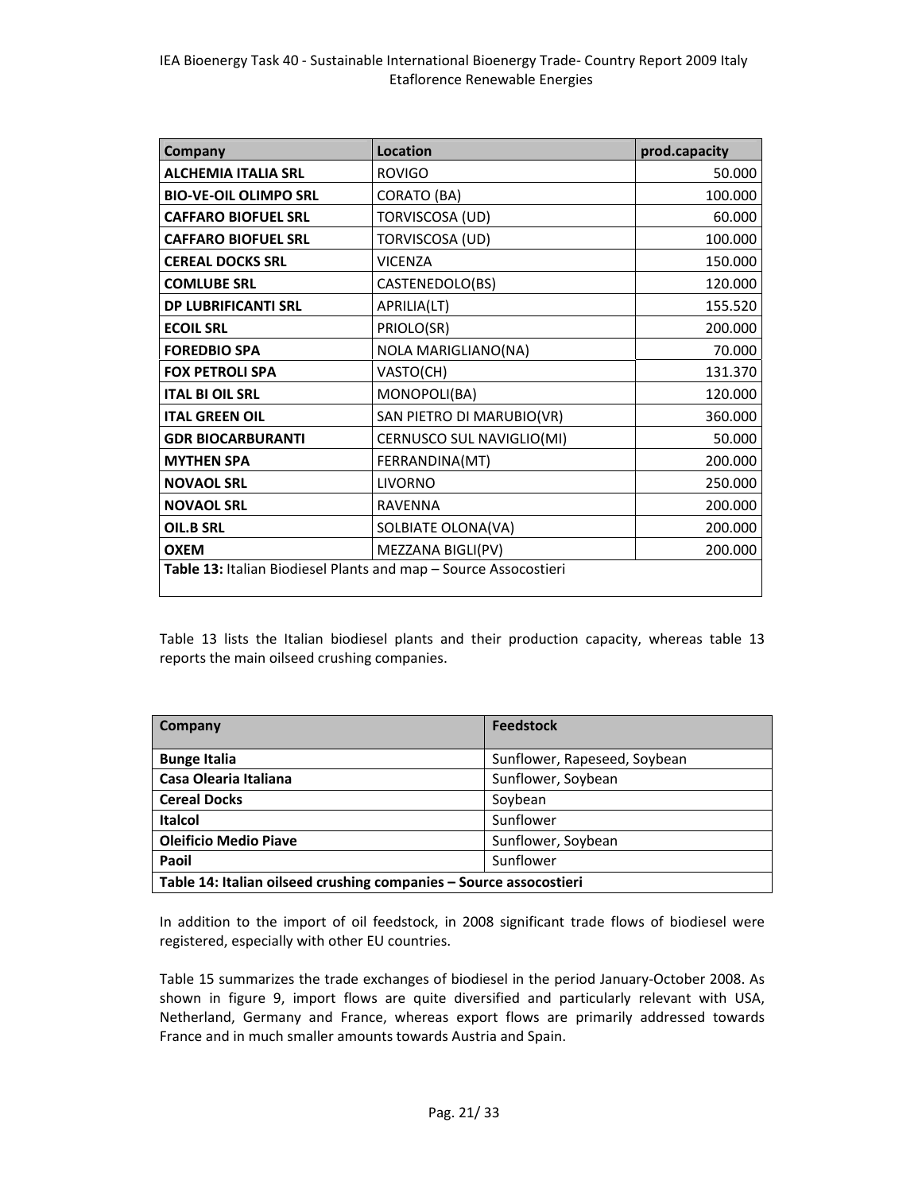| Company | Location | prod.capacity |
|---|---|---|
| **ALCHEMIA ITALIA SRL** | ROVIGO | 50.000 |
| **BIO-VE-OIL OLIMPO SRL** | CORATO (BA) | 100.000 |
| **CAFFARO BIOFUEL SRL** | TORVISCOSA (UD) | 60.000 |
| **CAFFARO BIOFUEL SRL** | TORVISCOSA (UD) | 100.000 |
| **CEREAL DOCKS SRL** | VICENZA | 150.000 |
| **COMLUBE SRL** | CASTENEDOLO(BS) | 120.000 |
| **DP LUBRIFICANTI SRL** | APRILIA(LT) | 155.520 |
| **ECOIL SRL** | PRIOLO(SR) | 200.000 |
| **FOREDBIO SPA** | NOLA MARIGLIANO(NA) | 70.000 |
| **FOX PETROLI SPA** | VASTO(CH) | 131.370 |
| **ITAL BI OIL SRL** | MONOPOLI(BA) | 120.000 |
| **ITAL GREEN OIL** | SAN PIETRO DI MARUBIO(VR) | 360.000 |
| **GDR BIOCARBURANTI** | CERNUSCO SUL NAVIGLIO(MI) | 50.000 |
| **MYTHEN SPA** | FERRANDINA(MT) | 200.000 |
| **NOVAOL SRL** | LIVORNO | 250.000 |
| **NOVAOL SRL** | RAVENNA | 200.000 |
| **OIL.B SRL** | SOLBIATE OLONA(VA) | 200.000 |
| **OXEM** | MEZZANA BIGLI(PV) | 200.000 |

**Table 13:** Italian Biodiesel Plants and map – Source Assocostieri

Table 13 lists the Italian biodiesel plants and their production capacity, whereas table 13 reports the main oilseed crushing companies.

| Company | Feedstock |
|---|---|
| **Bunge Italia** | Sunflower, Rapeseed, Soybean |
| **Casa Olearia Italiana** | Sunflower, Soybean |
| **Cereal Docks** | Soybean |
| **Italcol** | Sunflower |
| **Oleificio Medio Piave** | Sunflower, Soybean |
| **Paoil** | Sunflower |

**Table 14: Italian oilseed crushing companies – Source assocostieri**

In addition to the import of oil feedstock, in 2008 significant trade flows of biodiesel were registered, especially with other EU countries.

Table 15 summarizes the trade exchanges of biodiesel in the period January-October 2008. As shown in figure 9, import flows are quite diversified and particularly relevant with USA, Netherland, Germany and France, whereas export flows are primarily addressed towards France and in much smaller amounts towards Austria and Spain.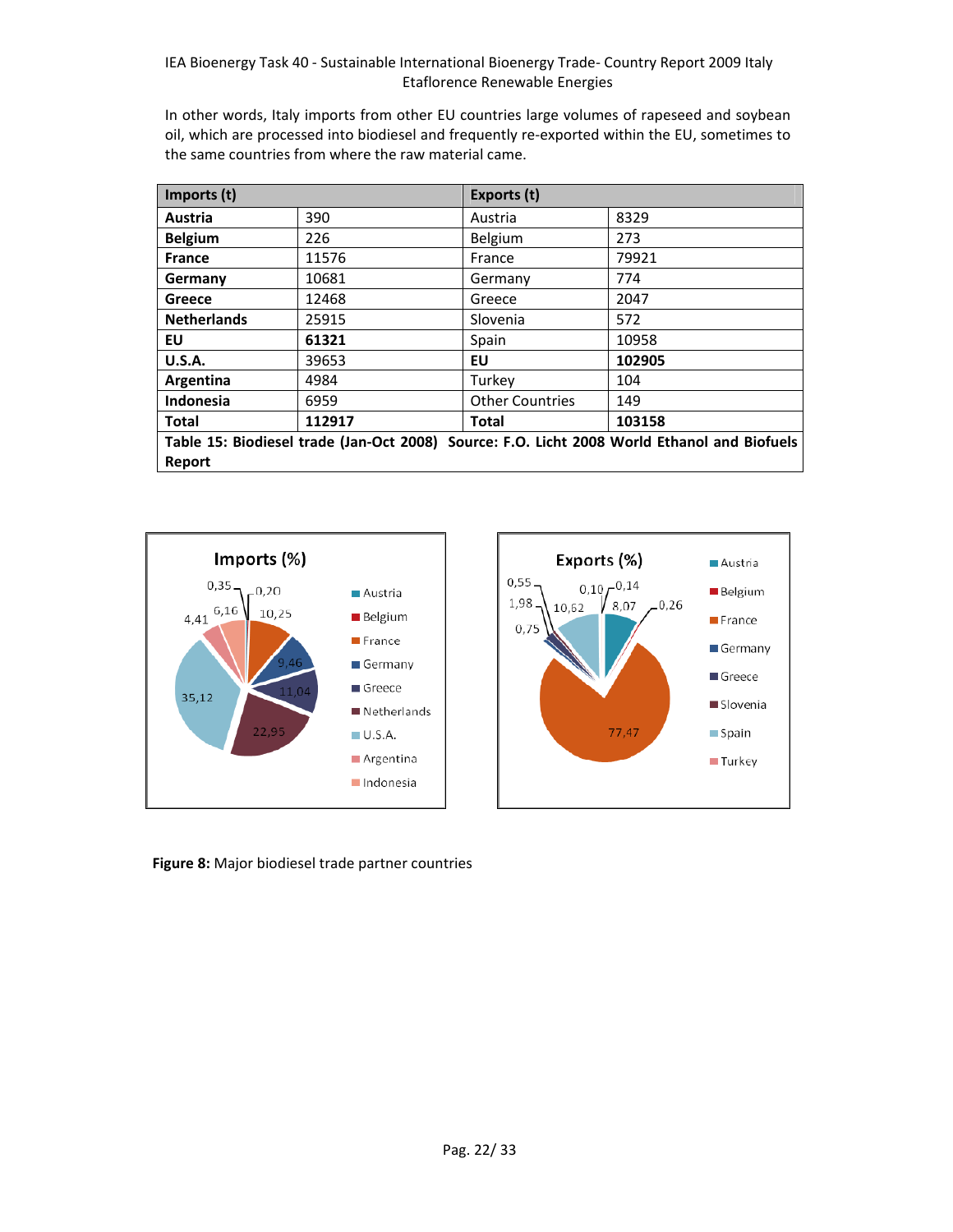In other words, Italy imports from other EU countries large volumes of rapeseed and soybean oil, which are processed into biodiesel and frequently re-exported within the EU, sometimes to the same countries from where the raw material came.

| **Imports (t)** | | **Exports (t)** | |
|---|---|---|---|
| **Austria** | 390 | Austria | 8329 |
| **Belgium** | 226 | Belgium | 273 |
| **France** | 11576 | France | 79921 |
| **Germany** | 10681 | Germany | 774 |
| **Greece** | 12468 | Greece | 2047 |
| **Netherlands** | 25915 | Slovenia | 572 |
| **EU** | **61321** | Spain | 10958 |
| **U.S.A.** | 39653 | **EU** | **102905** |
| **Argentina** | 4984 | Turkey | 104 |
| **Indonesia** | 6959 | Other Countries | 149 |
| **Total** | **112917** | **Total** | **103158** |

**Table 15: Biodiesel trade (Jan-Oct 2008) Source: F.O. Licht 2008 World Ethanol and Biofuels Report**

**Figure 8:** Major biodiesel trade partner countries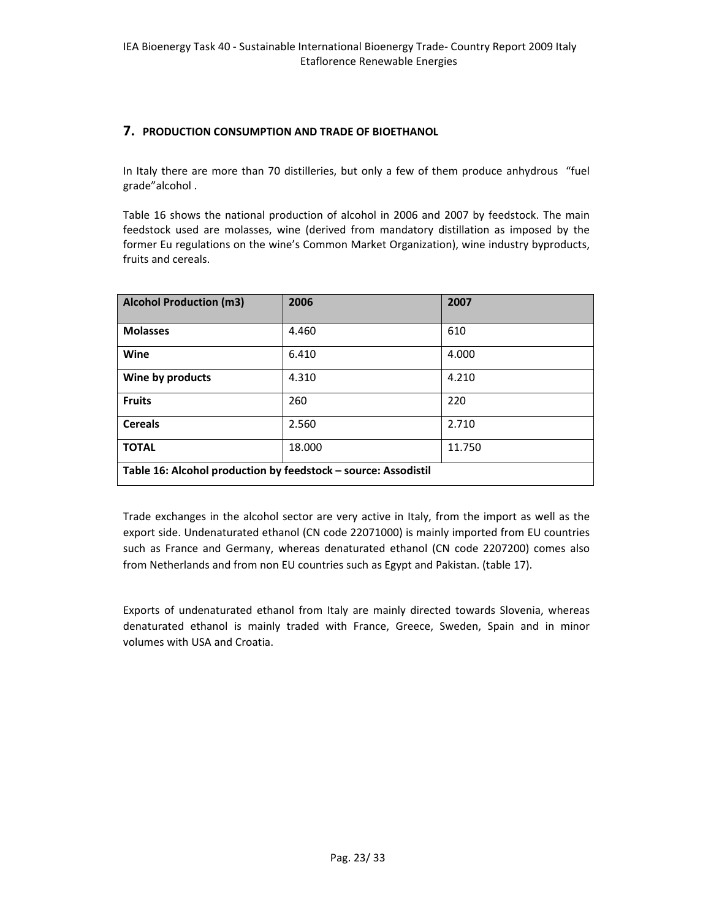## 7. PRODUCTION CONSUMPTION AND TRADE OF BIOETHANOL

In Italy there are more than 70 distilleries, but only a few of them produce anhydrous "fuel grade"alcohol .

Table 16 shows the national production of alcohol in 2006 and 2007 by feedstock. The main feedstock used are molasses, wine (derived from mandatory distillation as imposed by the former Eu regulations on the wine's Common Market Organization), wine industry byproducts, fruits and cereals.

| Alcohol Production (m3) | 2006 | 2007 |
|---|---|---|
| **Molasses** | 4.460 | 610 |
| **Wine** | 6.410 | 4.000 |
| **Wine by products** | 4.310 | 4.210 |
| **Fruits** | 260 | 220 |
| **Cereals** | 2.560 | 2.710 |
| **TOTAL** | 18.000 | 11.750 |

**Table 16: Alcohol production by feedstock – source: Assodistil**

Trade exchanges in the alcohol sector are very active in Italy, from the import as well as the export side. Undenaturated ethanol (CN code 22071000) is mainly imported from EU countries such as France and Germany, whereas denaturated ethanol (CN code 2207200) comes also from Netherlands and from non EU countries such as Egypt and Pakistan. (table 17).

Exports of undenaturated ethanol from Italy are mainly directed towards Slovenia, whereas denaturated ethanol is mainly traded with France, Greece, Sweden, Spain and in minor volumes with USA and Croatia.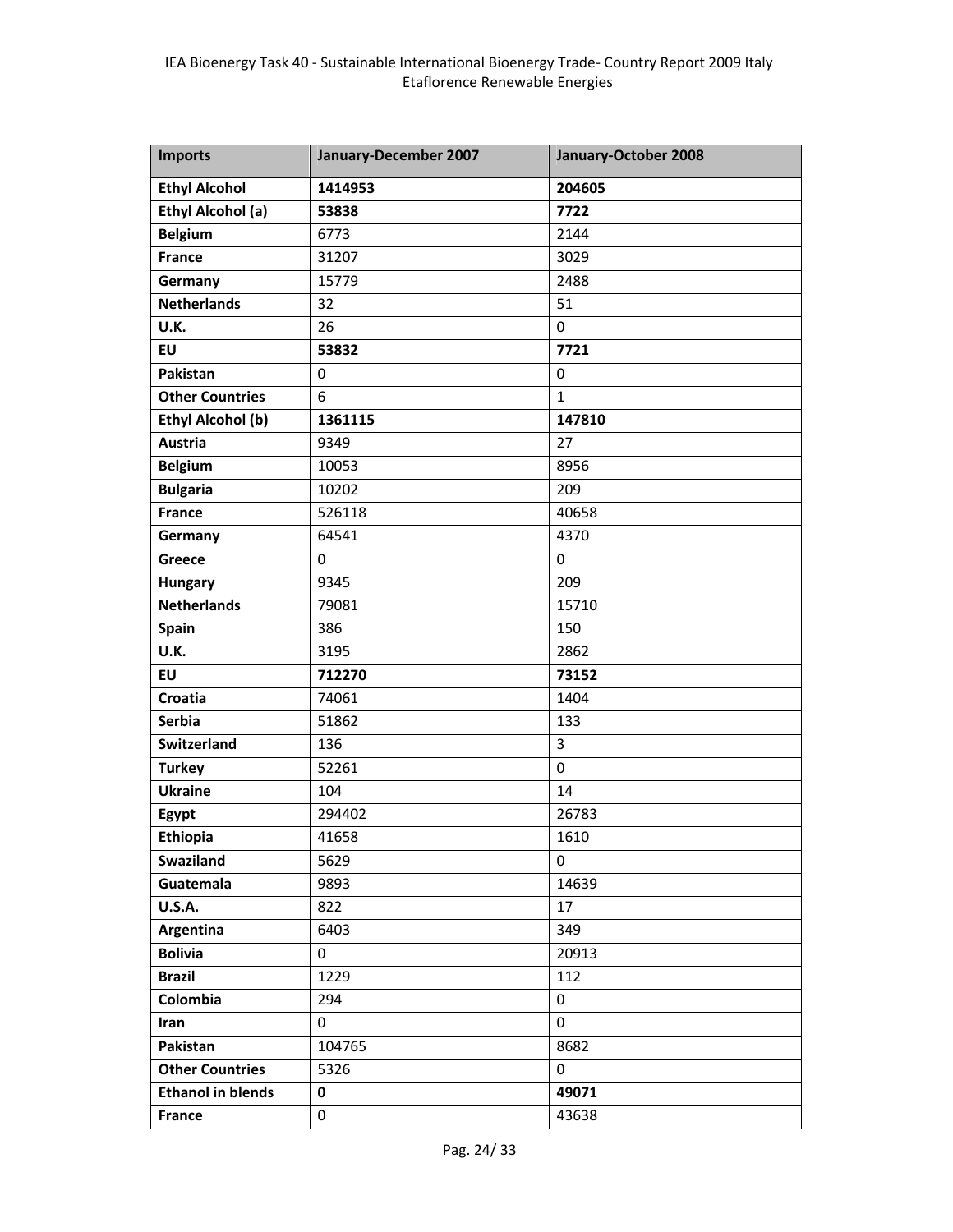| Imports | January-December 2007 | January-October 2008 |
|---|---|---|
| **Ethyl Alcohol** | **1414953** | **204605** |
| **Ethyl Alcohol (a)** | **53838** | **7722** |
| **Belgium** | 6773 | 2144 |
| **France** | 31207 | 3029 |
| **Germany** | 15779 | 2488 |
| **Netherlands** | 32 | 51 |
| **U.K.** | 26 | 0 |
| **EU** | **53832** | **7721** |
| **Pakistan** | 0 | 0 |
| **Other Countries** | 6 | 1 |
| **Ethyl Alcohol (b)** | **1361115** | **147810** |
| **Austria** | 9349 | 27 |
| **Belgium** | 10053 | 8956 |
| **Bulgaria** | 10202 | 209 |
| **France** | 526118 | 40658 |
| **Germany** | 64541 | 4370 |
| **Greece** | 0 | 0 |
| **Hungary** | 9345 | 209 |
| **Netherlands** | 79081 | 15710 |
| **Spain** | 386 | 150 |
| **U.K.** | 3195 | 2862 |
| **EU** | **712270** | **73152** |
| **Croatia** | 74061 | 1404 |
| **Serbia** | 51862 | 133 |
| **Switzerland** | 136 | 3 |
| **Turkey** | 52261 | 0 |
| **Ukraine** | 104 | 14 |
| **Egypt** | 294402 | 26783 |
| **Ethiopia** | 41658 | 1610 |
| **Swaziland** | 5629 | 0 |
| **Guatemala** | 9893 | 14639 |
| **U.S.A.** | 822 | 17 |
| **Argentina** | 6403 | 349 |
| **Bolivia** | 0 | 20913 |
| **Brazil** | 1229 | 112 |
| **Colombia** | 294 | 0 |
| **Iran** | 0 | 0 |
| **Pakistan** | 104765 | 8682 |
| **Other Countries** | 5326 | 0 |
| **Ethanol in blends** | **0** | **49071** |
| **France** | 0 | 43638 |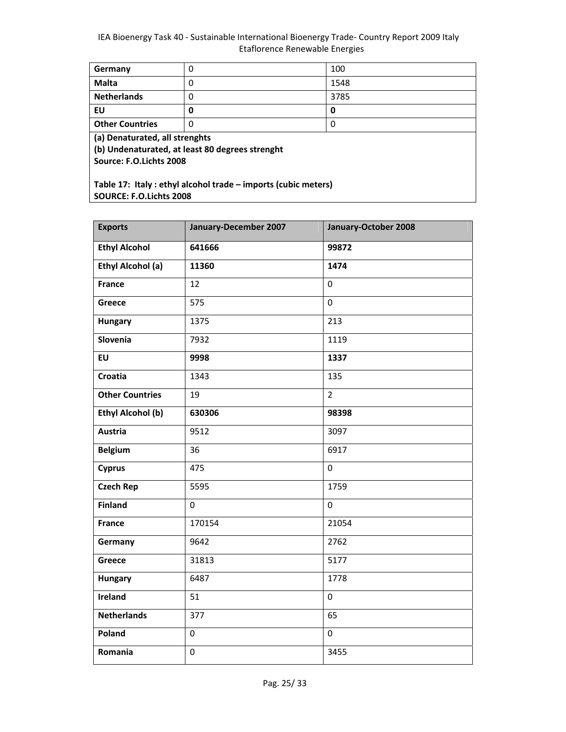| | | |
|---|---|---|
| **Germany** | 0 | 100 |
| **Malta** | 0 | 1548 |
| **Netherlands** | 0 | 3785 |
| **EU** | **0** | **0** |
| **Other Countries** | 0 | 0 |

**(a) Denaturated, all strenghts**
**(b) Undenaturated, at least 80 degrees strenght**
**Source: F.O.Lichts 2008**

**Table 17: Italy : ethyl alcohol trade – imports (cubic meters)**
**SOURCE: F.O.Lichts 2008**

| Exports | January-December 2007 | January-October 2008 |
|---|---|---|
| **Ethyl Alcohol** | **641666** | **99872** |
| **Ethyl Alcohol (a)** | **11360** | **1474** |
| **France** | 12 | 0 |
| **Greece** | 575 | 0 |
| **Hungary** | 1375 | 213 |
| **Slovenia** | 7932 | 1119 |
| **EU** | **9998** | **1337** |
| **Croatia** | 1343 | 135 |
| **Other Countries** | 19 | 2 |
| **Ethyl Alcohol (b)** | **630306** | **98398** |
| **Austria** | 9512 | 3097 |
| **Belgium** | 36 | 6917 |
| **Cyprus** | 475 | 0 |
| **Czech Rep** | 5595 | 1759 |
| **Finland** | 0 | 0 |
| **France** | 170154 | 21054 |
| **Germany** | 9642 | 2762 |
| **Greece** | 31813 | 5177 |
| **Hungary** | 6487 | 1778 |
| **Ireland** | 51 | 0 |
| **Netherlands** | 377 | 65 |
| **Poland** | 0 | 0 |
| **Romania** | 0 | 3455 |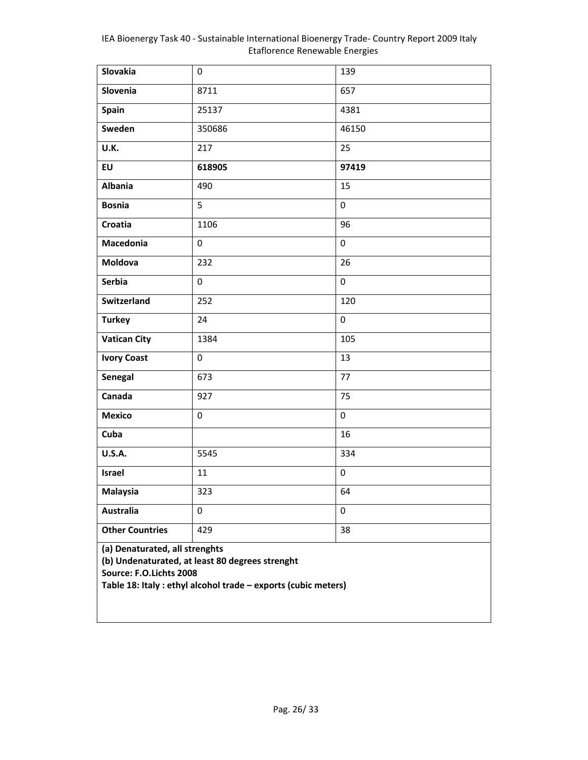| Slovakia | 0 | 139 |
|---|---|---|
| **Slovenia** | 8711 | 657 |
| **Spain** | 25137 | 4381 |
| **Sweden** | 350686 | 46150 |
| **U.K.** | 217 | 25 |
| **EU** | **618905** | **97419** |
| **Albania** | 490 | 15 |
| **Bosnia** | 5 | 0 |
| **Croatia** | 1106 | 96 |
| **Macedonia** | 0 | 0 |
| **Moldova** | 232 | 26 |
| **Serbia** | 0 | 0 |
| **Switzerland** | 252 | 120 |
| **Turkey** | 24 | 0 |
| **Vatican City** | 1384 | 105 |
| **Ivory Coast** | 0 | 13 |
| **Senegal** | 673 | 77 |
| **Canada** | 927 | 75 |
| **Mexico** | 0 | 0 |
| **Cuba** | | 16 |
| **U.S.A.** | 5545 | 334 |
| **Israel** | 11 | 0 |
| **Malaysia** | 323 | 64 |
| **Australia** | 0 | 0 |
| **Other Countries** | 429 | 38 |

**(a) Denaturated, all strenghts**
**(b) Undenaturated, at least 80 degrees strenght**
**Source: F.O.Lichts 2008**
**Table 18: Italy : ethyl alcohol trade – exports (cubic meters)**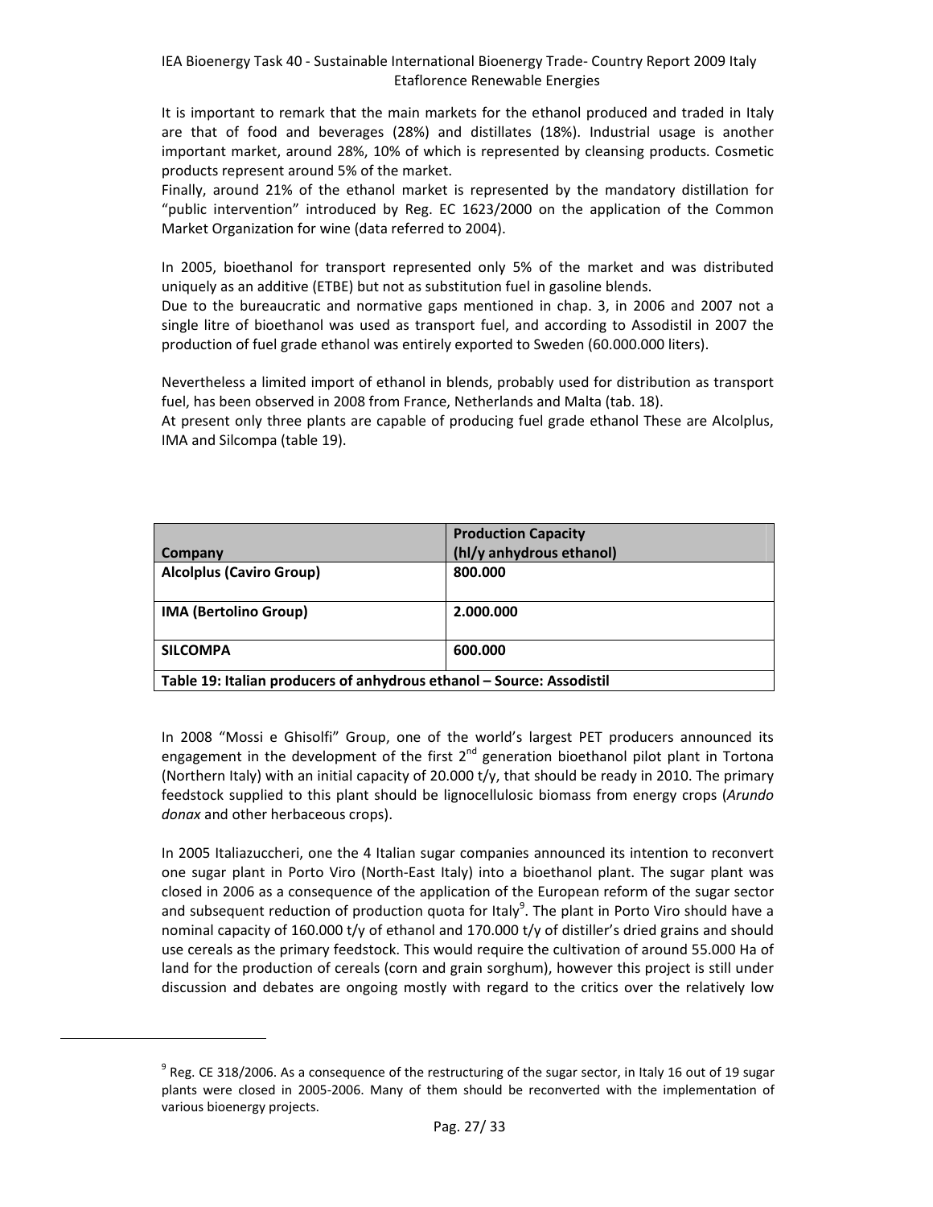It is important to remark that the main markets for the ethanol produced and traded in Italy are that of food and beverages (28%) and distillates (18%). Industrial usage is another important market, around 28%, 10% of which is represented by cleansing products. Cosmetic products represent around 5% of the market.

Finally, around 21% of the ethanol market is represented by the mandatory distillation for "public intervention" introduced by Reg. EC 1623/2000 on the application of the Common Market Organization for wine (data referred to 2004).

In 2005, bioethanol for transport represented only 5% of the market and was distributed uniquely as an additive (ETBE) but not as substitution fuel in gasoline blends.

Due to the bureaucratic and normative gaps mentioned in chap. 3, in 2006 and 2007 not a single litre of bioethanol was used as transport fuel, and according to Assodistil in 2007 the production of fuel grade ethanol was entirely exported to Sweden (60.000.000 liters).

Nevertheless a limited import of ethanol in blends, probably used for distribution as transport fuel, has been observed in 2008 from France, Netherlands and Malta (tab. 18).

At present only three plants are capable of producing fuel grade ethanol These are Alcolplus, IMA and Silcompa (table 19).

| Company | Production Capacity (hl/y anhydrous ethanol) |
|---|---|
| **Alcolplus (Caviro Group)** | **800.000** |
| **IMA (Bertolino Group)** | **2.000.000** |
| **SILCOMPA** | **600.000** |

**Table 19: Italian producers of anhydrous ethanol – Source: Assodistil**

In 2008 "Mossi e Ghisolfi" Group, one of the world's largest PET producers announced its engagement in the development of the first 2nd generation bioethanol pilot plant in Tortona (Northern Italy) with an initial capacity of 20.000 t/y, that should be ready in 2010. The primary feedstock supplied to this plant should be lignocellulosic biomass from energy crops (*Arundo donax* and other herbaceous crops).

In 2005 Italiazuccheri, one the 4 Italian sugar companies announced its intention to reconvert one sugar plant in Porto Viro (North-East Italy) into a bioethanol plant. The sugar plant was closed in 2006 as a consequence of the application of the European reform of the sugar sector and subsequent reduction of production quota for Italy[9]. The plant in Porto Viro should have a nominal capacity of 160.000 t/y of ethanol and 170.000 t/y of distiller's dried grains and should use cereals as the primary feedstock. This would require the cultivation of around 55.000 Ha of land for the production of cereals (corn and grain sorghum), however this project is still under discussion and debates are ongoing mostly with regard to the critics over the relatively low

[9] Reg. CE 318/2006. As a consequence of the restructuring of the sugar sector, in Italy 16 out of 19 sugar plants were closed in 2005-2006. Many of them should be reconverted with the implementation of various bioenergy projects.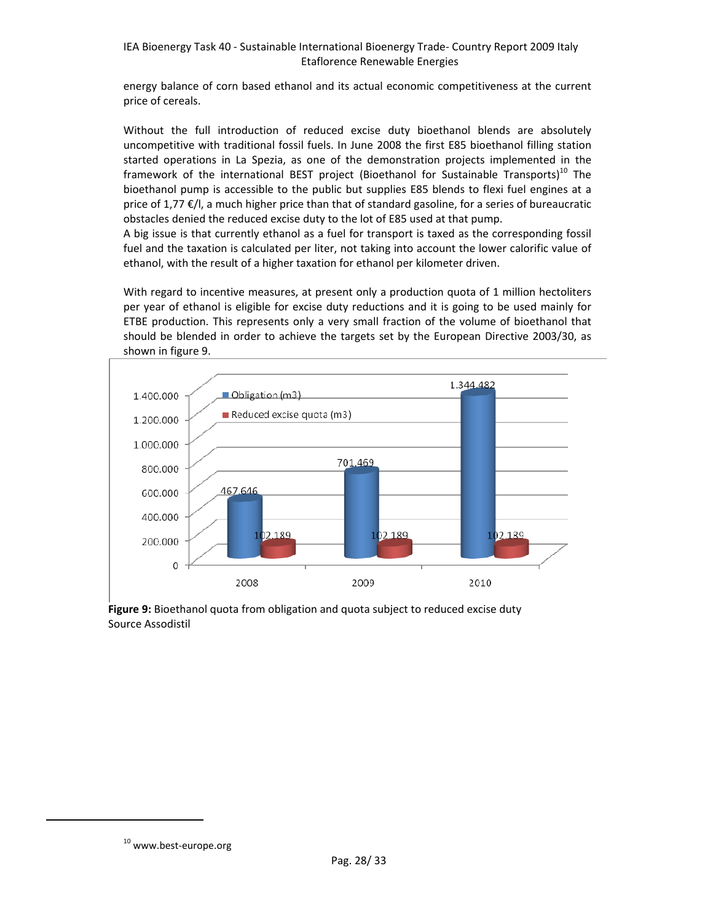energy balance of corn based ethanol and its actual economic competitiveness at the current price of cereals.

Without the full introduction of reduced excise duty bioethanol blends are absolutely uncompetitive with traditional fossil fuels. In June 2008 the first E85 bioethanol filling station started operations in La Spezia, as one of the demonstration projects implemented in the framework of the international BEST project (Bioethanol for Sustainable Transports)[10] The bioethanol pump is accessible to the public but supplies E85 blends to flexi fuel engines at a price of 1,77 €/l, a much higher price than that of standard gasoline, for a series of bureaucratic obstacles denied the reduced excise duty to the lot of E85 used at that pump.
A big issue is that currently ethanol as a fuel for transport is taxed as the corresponding fossil fuel and the taxation is calculated per liter, not taking into account the lower calorific value of ethanol, with the result of a higher taxation for ethanol per kilometer driven.

With regard to incentive measures, at present only a production quota of 1 million hectoliters per year of ethanol is eligible for excise duty reductions and it is going to be used mainly for ETBE production. This represents only a very small fraction of the volume of bioethanol that should be blended in order to achieve the targets set by the European Directive 2003/30, as shown in figure 9.

| | Obligation (m3) | Reduced excise quota (m3) |
|---|---|---|
| 2008 | 467.646 | 102.189 |
| 2009 | 701.469 | 102.189 |
| 2010 | 1.344.482 | 102.189 |

**Figure 9:** Bioethanol quota from obligation and quota subject to reduced excise duty
Source Assodistil

[10] www.best-europe.org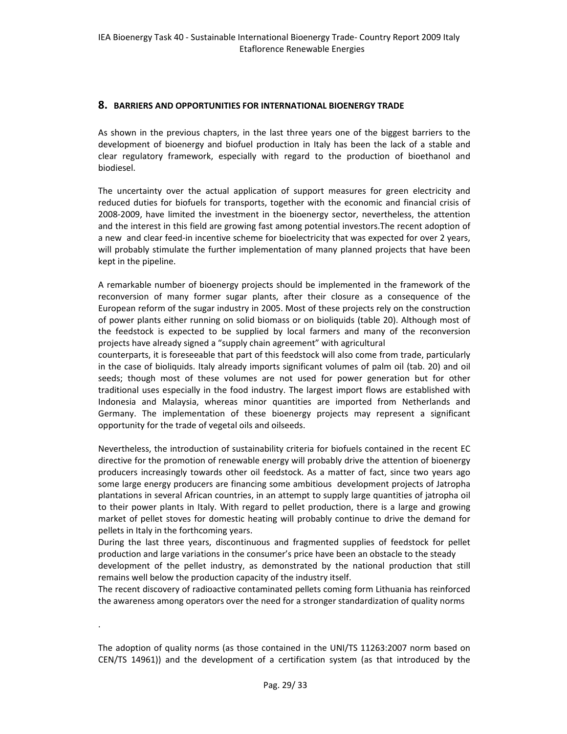## 8. BARRIERS AND OPPORTUNITIES FOR INTERNATIONAL BIOENERGY TRADE

As shown in the previous chapters, in the last three years one of the biggest barriers to the development of bioenergy and biofuel production in Italy has been the lack of a stable and clear regulatory framework, especially with regard to the production of bioethanol and biodiesel.

The uncertainty over the actual application of support measures for green electricity and reduced duties for biofuels for transports, together with the economic and financial crisis of 2008-2009, have limited the investment in the bioenergy sector, nevertheless, the attention and the interest in this field are growing fast among potential investors.The recent adoption of a new and clear feed-in incentive scheme for bioelectricity that was expected for over 2 years, will probably stimulate the further implementation of many planned projects that have been kept in the pipeline.

A remarkable number of bioenergy projects should be implemented in the framework of the reconversion of many former sugar plants, after their closure as a consequence of the European reform of the sugar industry in 2005. Most of these projects rely on the construction of power plants either running on solid biomass or on bioliquids (table 20). Although most of the feedstock is expected to be supplied by local farmers and many of the reconversion projects have already signed a "supply chain agreement" with agricultural counterparts, it is foreseeable that part of this feedstock will also come from trade, particularly in the case of bioliquids. Italy already imports significant volumes of palm oil (tab. 20) and oil seeds; though most of these volumes are not used for power generation but for other traditional uses especially in the food industry. The largest import flows are established with Indonesia and Malaysia, whereas minor quantities are imported from Netherlands and Germany. The implementation of these bioenergy projects may represent a significant opportunity for the trade of vegetal oils and oilseeds.

Nevertheless, the introduction of sustainability criteria for biofuels contained in the recent EC directive for the promotion of renewable energy will probably drive the attention of bioenergy producers increasingly towards other oil feedstock. As a matter of fact, since two years ago some large energy producers are financing some ambitious development projects of Jatropha plantations in several African countries, in an attempt to supply large quantities of jatropha oil to their power plants in Italy. With regard to pellet production, there is a large and growing market of pellet stoves for domestic heating will probably continue to drive the demand for pellets in Italy in the forthcoming years.

During the last three years, discontinuous and fragmented supplies of feedstock for pellet production and large variations in the consumer's price have been an obstacle to the steady development of the pellet industry, as demonstrated by the national production that still remains well below the production capacity of the industry itself.

The recent discovery of radioactive contaminated pellets coming form Lithuania has reinforced the awareness among operators over the need for a stronger standardization of quality norms

.

The adoption of quality norms (as those contained in the UNI/TS 11263:2007 norm based on CEN/TS 14961)) and the development of a certification system (as that introduced by the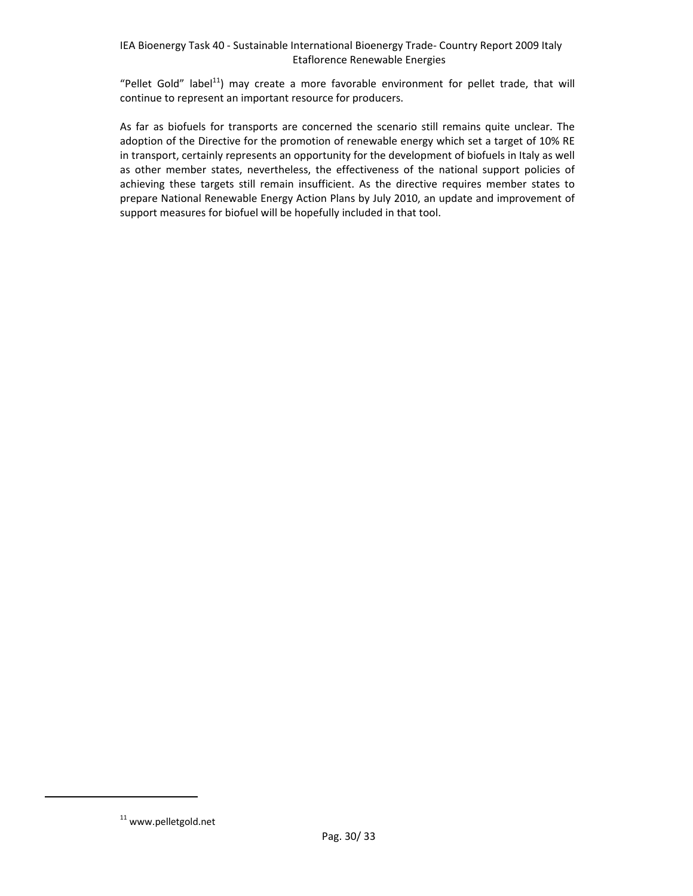"Pellet Gold" label[11]) may create a more favorable environment for pellet trade, that will continue to represent an important resource for producers.

As far as biofuels for transports are concerned the scenario still remains quite unclear. The adoption of the Directive for the promotion of renewable energy which set a target of 10% RE in transport, certainly represents an opportunity for the development of biofuels in Italy as well as other member states, nevertheless, the effectiveness of the national support policies of achieving these targets still remain insufficient. As the directive requires member states to prepare National Renewable Energy Action Plans by July 2010, an update and improvement of support measures for biofuel will be hopefully included in that tool.

[11] www.pelletgold.net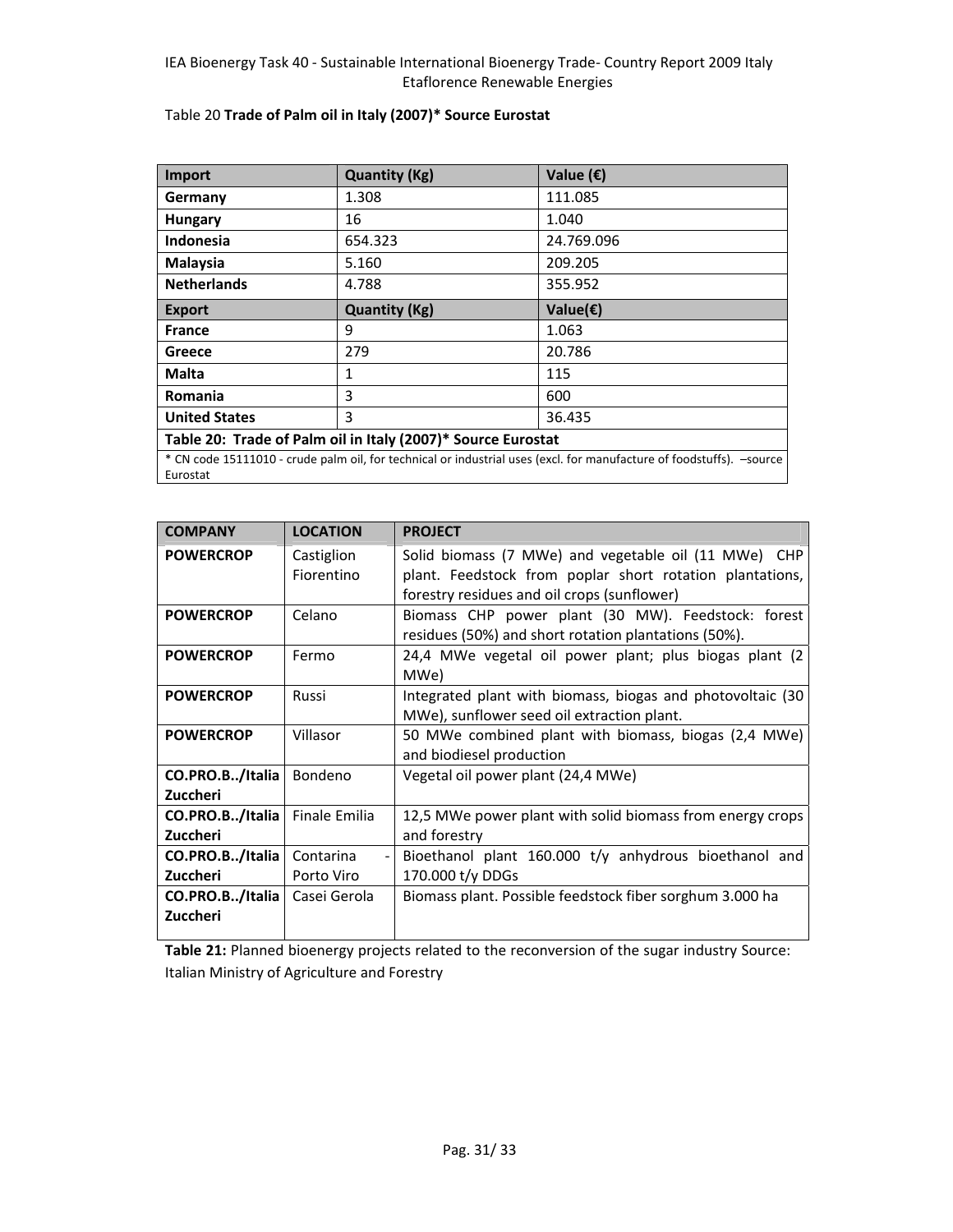Table 20 **Trade of Palm oil in Italy (2007)* Source Eurostat**

| **Import** | **Quantity (Kg)** | **Value (€)** |
|---|---|---|
| **Germany** | 1.308 | 111.085 |
| **Hungary** | 16 | 1.040 |
| **Indonesia** | 654.323 | 24.769.096 |
| **Malaysia** | 5.160 | 209.205 |
| **Netherlands** | 4.788 | 355.952 |
| **Export** | **Quantity (Kg)** | **Value(€)** |
| **France** | 9 | 1.063 |
| **Greece** | 279 | 20.786 |
| **Malta** | 1 | 115 |
| **Romania** | 3 | 600 |
| **United States** | 3 | 36.435 |

**Table 20: Trade of Palm oil in Italy (2007)* Source Eurostat**

* CN code 15111010 - crude palm oil, for technical or industrial uses (excl. for manufacture of foodstuffs). –source Eurostat

| **COMPANY** | **LOCATION** | **PROJECT** |
|---|---|---|
| **POWERCROP** | Castiglion Fiorentino | Solid biomass (7 MWe) and vegetable oil (11 MWe) CHP plant. Feedstock from poplar short rotation plantations, forestry residues and oil crops (sunflower) |
| **POWERCROP** | Celano | Biomass CHP power plant (30 MW). Feedstock: forest residues (50%) and short rotation plantations (50%). |
| **POWERCROP** | Fermo | 24,4 MWe vegetal oil power plant; plus biogas plant (2 MWe) |
| **POWERCROP** | Russi | Integrated plant with biomass, biogas and photovoltaic (30 MWe), sunflower seed oil extraction plant. |
| **POWERCROP** | Villasor | 50 MWe combined plant with biomass, biogas (2,4 MWe) and biodiesel production |
| **CO.PRO.B../Italia Zuccheri** | Bondeno | Vegetal oil power plant (24,4 MWe) |
| **CO.PRO.B../Italia Zuccheri** | Finale Emilia | 12,5 MWe power plant with solid biomass from energy crops and forestry |
| **CO.PRO.B../Italia Zuccheri** | Contarina - Porto Viro | Bioethanol plant 160.000 t/y anhydrous bioethanol and 170.000 t/y DDGs |
| **CO.PRO.B../Italia Zuccheri** | Casei Gerola | Biomass plant. Possible feedstock fiber sorghum 3.000 ha |

**Table 21:** Planned bioenergy projects related to the reconversion of the sugar industry Source: Italian Ministry of Agriculture and Forestry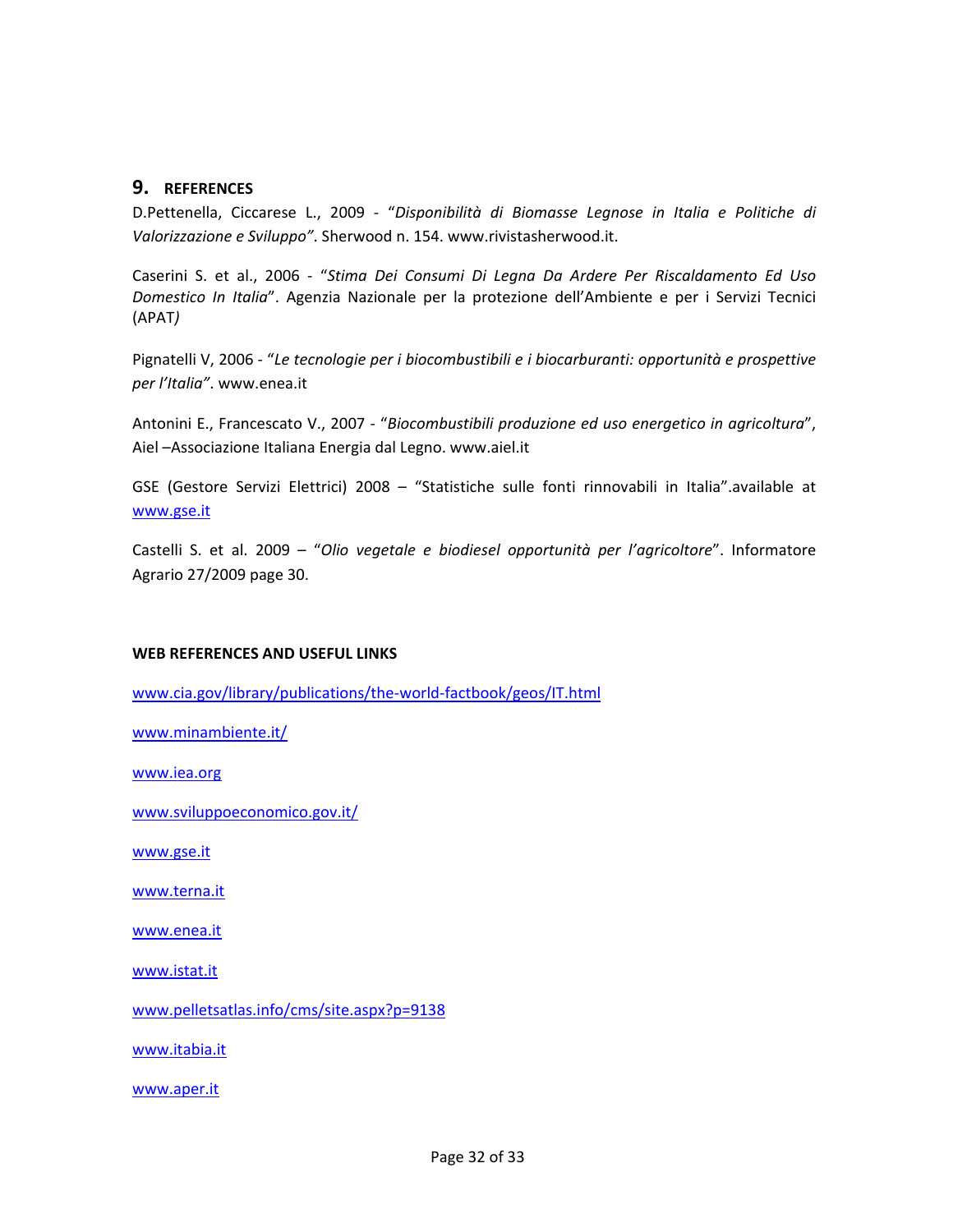## 9. REFERENCES

D.Pettenella, Ciccarese L., 2009 - "*Disponibilità di Biomasse Legnose in Italia e Politiche di Valorizzazione e Sviluppo"*. Sherwood n. 154. www.rivistasherwood.it.

Caserini S. et al., 2006 - "*Stima Dei Consumi Di Legna Da Ardere Per Riscaldamento Ed Uso Domestico In Italia*". Agenzia Nazionale per la protezione dell'Ambiente e per i Servizi Tecnici (APAT*)*

Pignatelli V, 2006 - "*Le tecnologie per i biocombustibili e i biocarburanti: opportunità e prospettive per l'Italia"*. www.enea.it

Antonini E., Francescato V., 2007 - "*Biocombustibili produzione ed uso energetico in agricoltura*", Aiel –Associazione Italiana Energia dal Legno. www.aiel.it

GSE (Gestore Servizi Elettrici) 2008 – "Statistiche sulle fonti rinnovabili in Italia".available at www.gse.it

Castelli S. et al. 2009 – "*Olio vegetale e biodiesel opportunità per l'agricoltore*". Informatore Agrario 27/2009 page 30.

**WEB REFERENCES AND USEFUL LINKS**

www.cia.gov/library/publications/the-world-factbook/geos/IT.html

www.minambiente.it/

www.iea.org

www.sviluppoeconomico.gov.it/

www.gse.it

www.terna.it

www.enea.it

www.istat.it

www.pelletsatlas.info/cms/site.aspx?p=9138

www.itabia.it

www.aper.it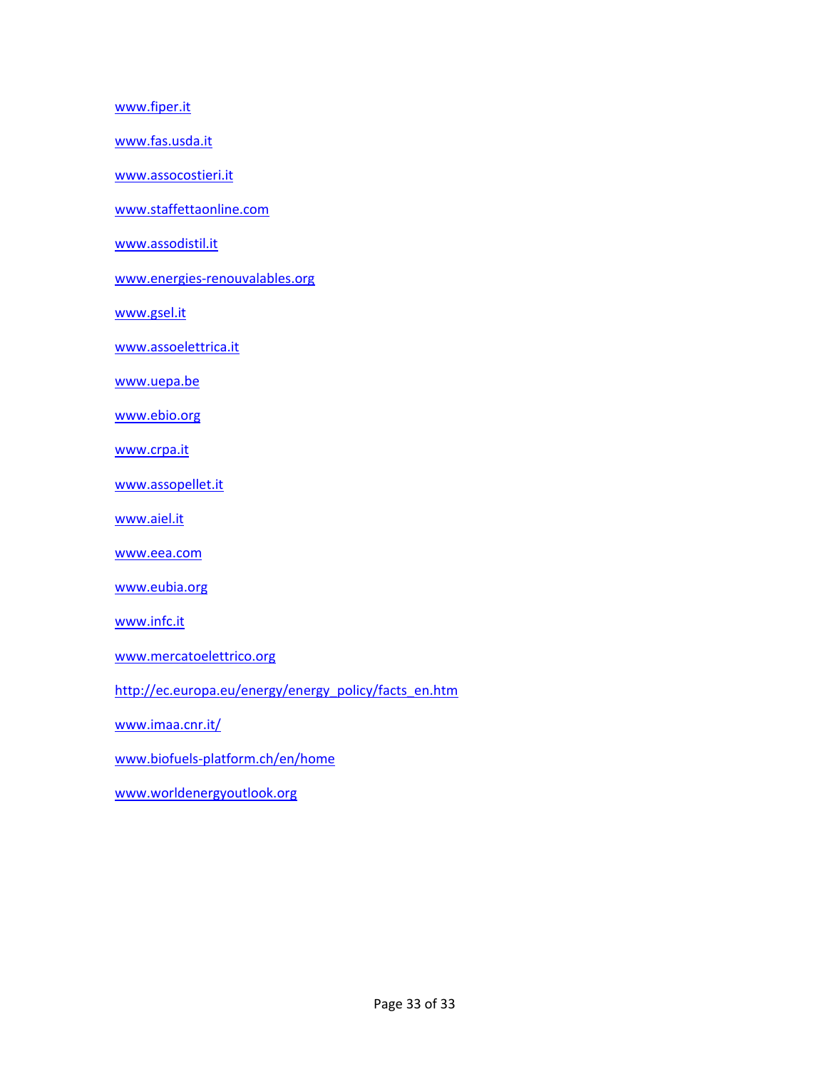www.fiper.it

www.fas.usda.it

www.assocostieri.it

www.staffettaonline.com

www.assodistil.it

www.energies-renouvalables.org

www.gsel.it

www.assoelettrica.it

www.uepa.be

www.ebio.org

www.crpa.it

www.assopellet.it

www.aiel.it

www.eea.com

www.eubia.org

www.infc.it

www.mercatoelettrico.org

http://ec.europa.eu/energy/energy_policy/facts_en.htm

www.imaa.cnr.it/

www.biofuels-platform.ch/en/home

www.worldenergyoutlook.org